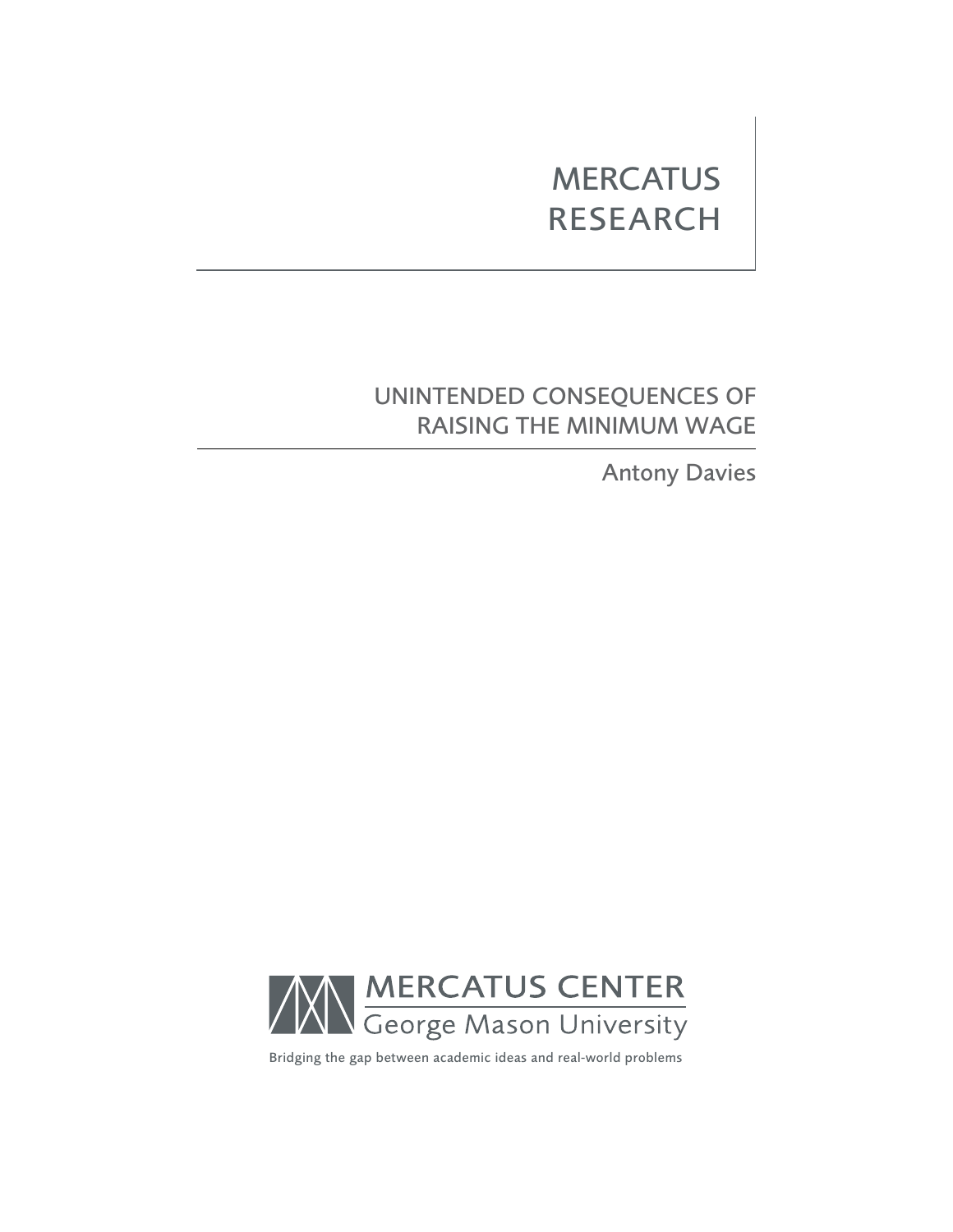MERCATUS RESEARCH

# UNINTENDED CONSEQUENCES OF RAISING THE MINIMUM WAGE

Antony Davies

MERCATUS CENTER
George Mason University

Bridging the gap between academic ideas and real-world problems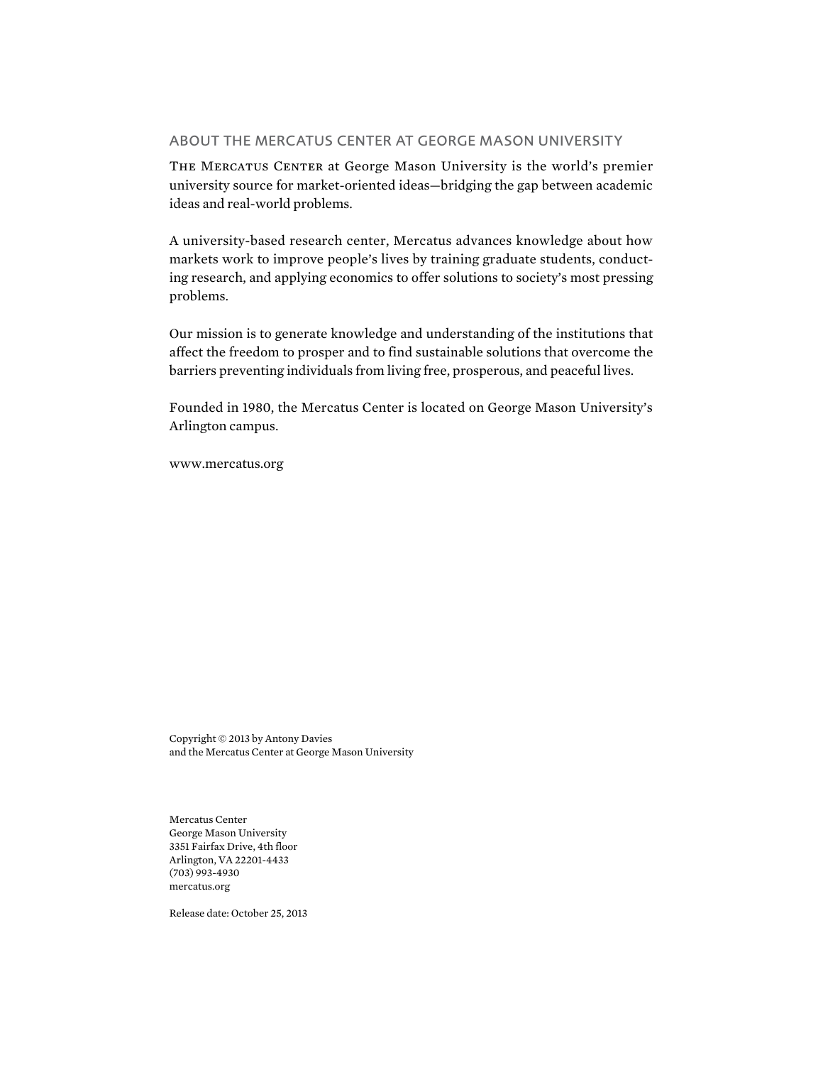## ABOUT THE MERCATUS CENTER AT GEORGE MASON UNIVERSITY

THE MERCATUS CENTER at George Mason University is the world's premier university source for market-oriented ideas—bridging the gap between academic ideas and real-world problems.

A university-based research center, Mercatus advances knowledge about how markets work to improve people's lives by training graduate students, conducting research, and applying economics to offer solutions to society's most pressing problems.

Our mission is to generate knowledge and understanding of the institutions that affect the freedom to prosper and to find sustainable solutions that overcome the barriers preventing individuals from living free, prosperous, and peaceful lives.

Founded in 1980, the Mercatus Center is located on George Mason University's Arlington campus.

www.mercatus.org

Copyright © 2013 by Antony Davies
and the Mercatus Center at George Mason University

Mercatus Center
George Mason University
3351 Fairfax Drive, 4th floor
Arlington, VA 22201-4433
(703) 993-4930
mercatus.org

Release date: October 25, 2013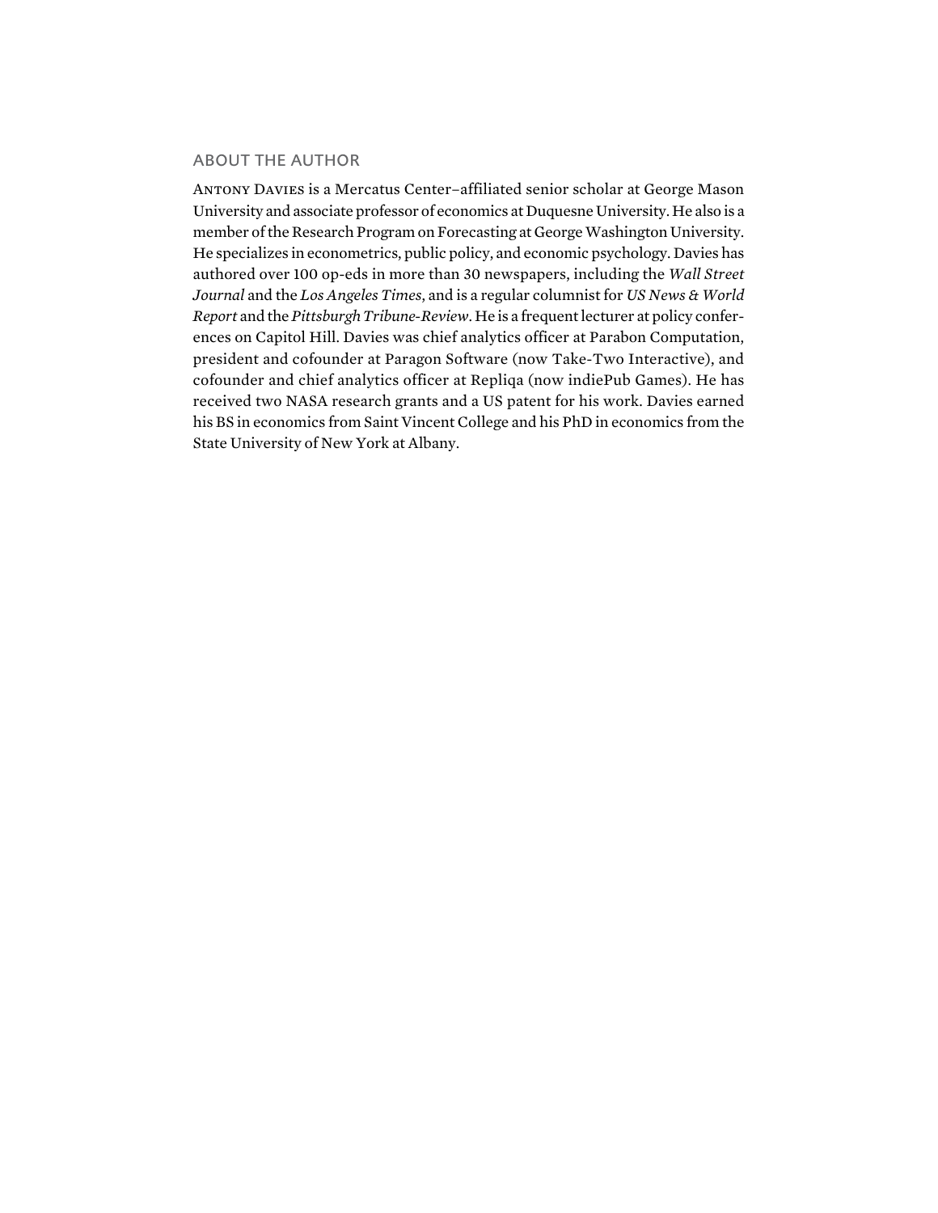## ABOUT THE AUTHOR

Antony Davies is a Mercatus Center–affiliated senior scholar at George Mason University and associate professor of economics at Duquesne University. He also is a member of the Research Program on Forecasting at George Washington University. He specializes in econometrics, public policy, and economic psychology. Davies has authored over 100 op-eds in more than 30 newspapers, including the *Wall Street Journal* and the *Los Angeles Times*, and is a regular columnist for *US News & World Report* and the *Pittsburgh Tribune-Review*. He is a frequent lecturer at policy conferences on Capitol Hill. Davies was chief analytics officer at Parabon Computation, president and cofounder at Paragon Software (now Take-Two Interactive), and cofounder and chief analytics officer at Repliqa (now indiePub Games). He has received two NASA research grants and a US patent for his work. Davies earned his BS in economics from Saint Vincent College and his PhD in economics from the State University of New York at Albany.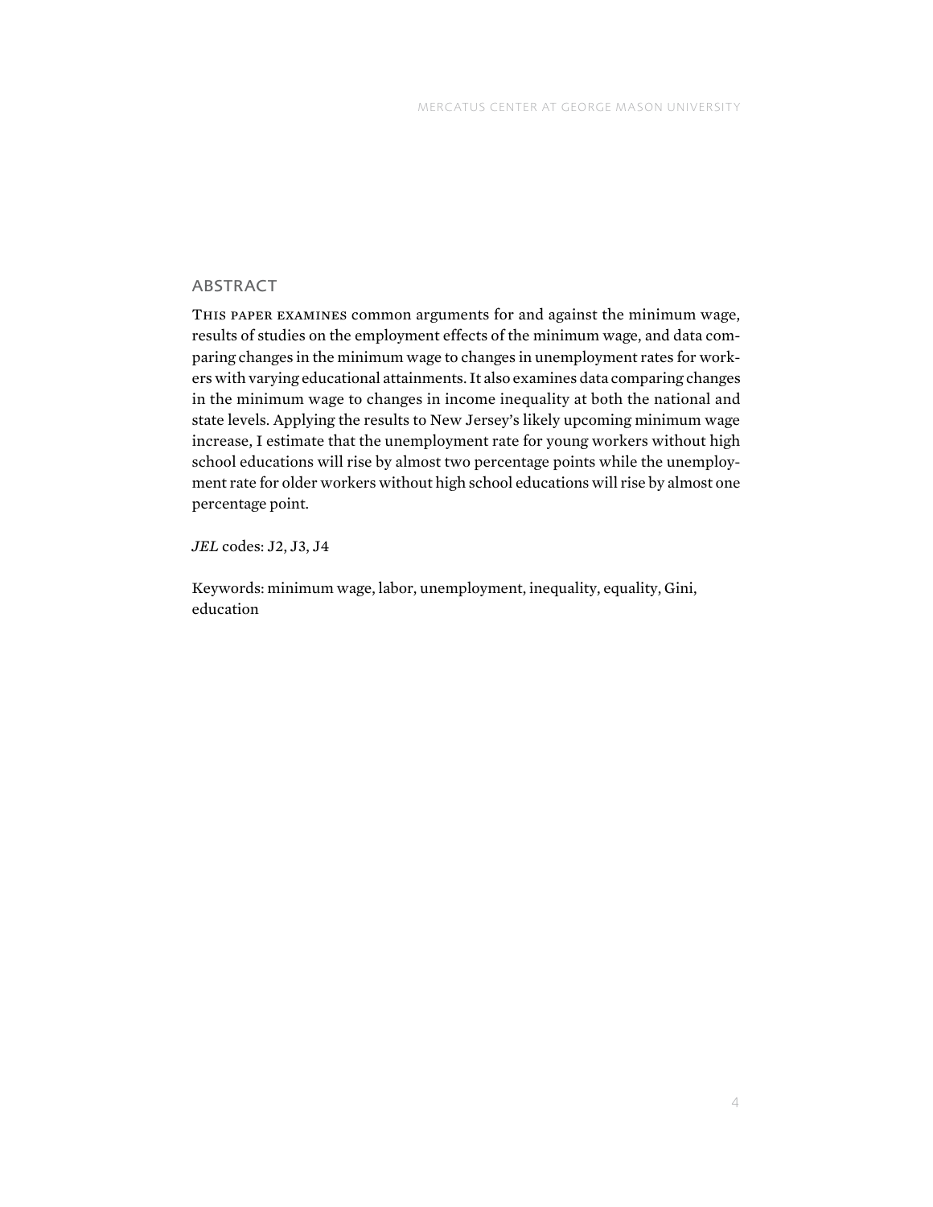## ABSTRACT

This paper examines common arguments for and against the minimum wage, results of studies on the employment effects of the minimum wage, and data comparing changes in the minimum wage to changes in unemployment rates for workers with varying educational attainments. It also examines data comparing changes in the minimum wage to changes in income inequality at both the national and state levels. Applying the results to New Jersey's likely upcoming minimum wage increase, I estimate that the unemployment rate for young workers without high school educations will rise by almost two percentage points while the unemployment rate for older workers without high school educations will rise by almost one percentage point.

*JEL* codes: J2, J3, J4

Keywords: minimum wage, labor, unemployment, inequality, equality, Gini, education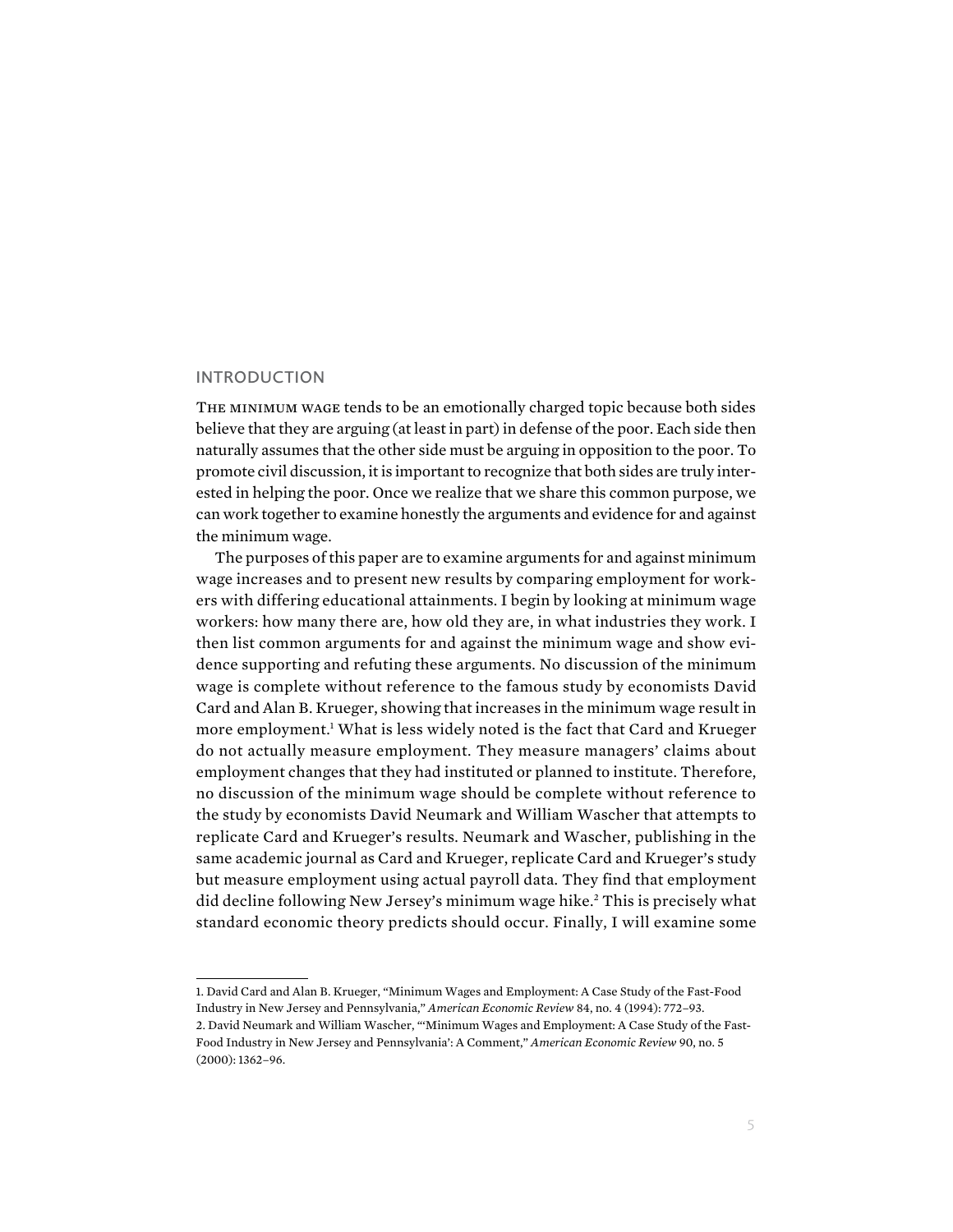## INTRODUCTION

The minimum wage tends to be an emotionally charged topic because both sides believe that they are arguing (at least in part) in defense of the poor. Each side then naturally assumes that the other side must be arguing in opposition to the poor. To promote civil discussion, it is important to recognize that both sides are truly interested in helping the poor. Once we realize that we share this common purpose, we can work together to examine honestly the arguments and evidence for and against the minimum wage.

The purposes of this paper are to examine arguments for and against minimum wage increases and to present new results by comparing employment for workers with differing educational attainments. I begin by looking at minimum wage workers: how many there are, how old they are, in what industries they work. I then list common arguments for and against the minimum wage and show evidence supporting and refuting these arguments. No discussion of the minimum wage is complete without reference to the famous study by economists David Card and Alan B. Krueger, showing that increases in the minimum wage result in more employment.[1] What is less widely noted is the fact that Card and Krueger do not actually measure employment. They measure managers' claims about employment changes that they had instituted or planned to institute. Therefore, no discussion of the minimum wage should be complete without reference to the study by economists David Neumark and William Wascher that attempts to replicate Card and Krueger's results. Neumark and Wascher, publishing in the same academic journal as Card and Krueger, replicate Card and Krueger's study but measure employment using actual payroll data. They find that employment did decline following New Jersey's minimum wage hike.[2] This is precisely what standard economic theory predicts should occur. Finally, I will examine some

---

1. David Card and Alan B. Krueger, "Minimum Wages and Employment: A Case Study of the Fast-Food Industry in New Jersey and Pennsylvania," *American Economic Review* 84, no. 4 (1994): 772–93.

2. David Neumark and William Wascher, "'Minimum Wages and Employment: A Case Study of the Fast-Food Industry in New Jersey and Pennsylvania': A Comment," *American Economic Review* 90, no. 5 (2000): 1362–96.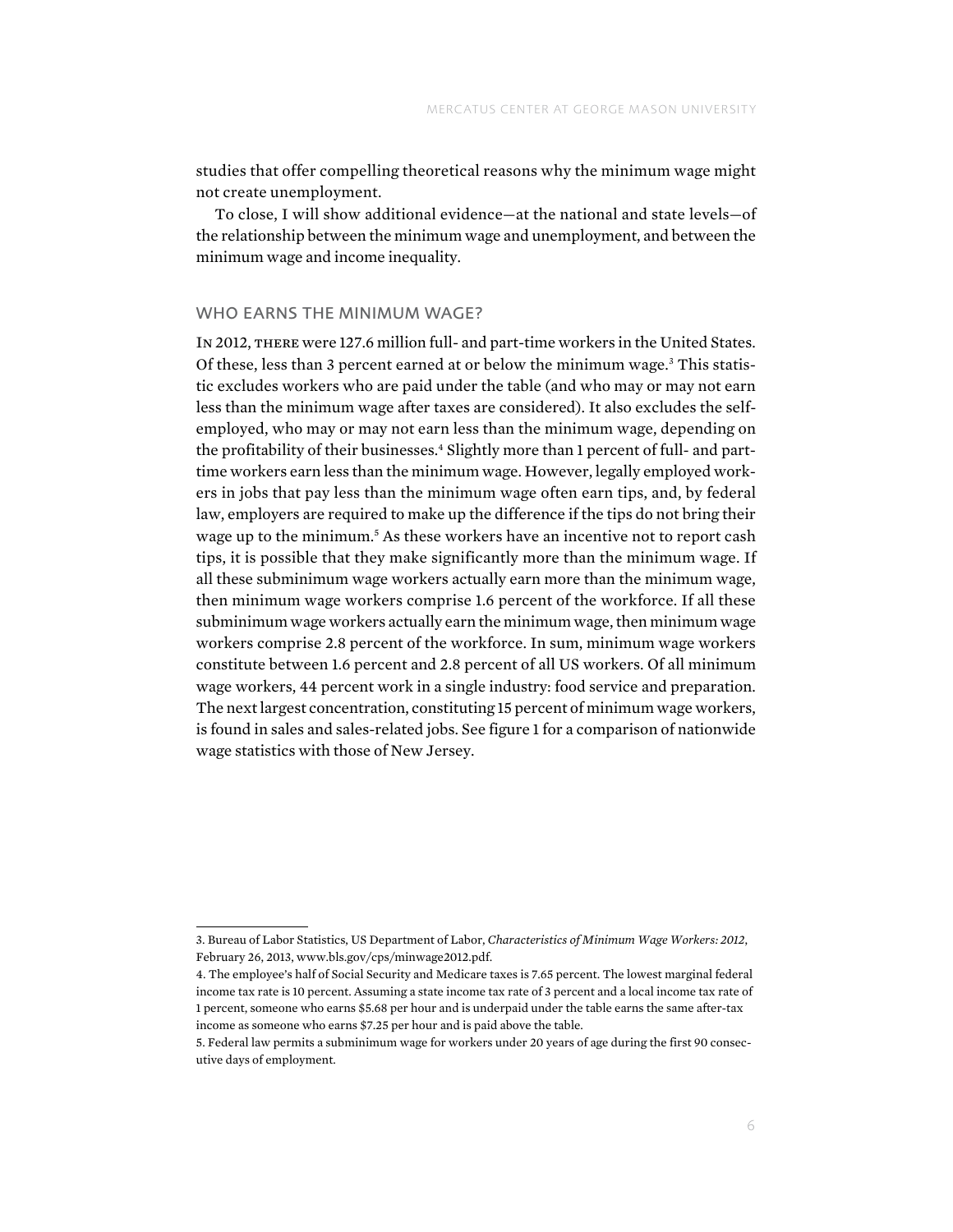studies that offer compelling theoretical reasons why the minimum wage might not create unemployment.

To close, I will show additional evidence—at the national and state levels—of the relationship between the minimum wage and unemployment, and between the minimum wage and income inequality.

## WHO EARNS THE MINIMUM WAGE?

In 2012, there were 127.6 million full- and part-time workers in the United States. Of these, less than 3 percent earned at or below the minimum wage.[3] This statistic excludes workers who are paid under the table (and who may or may not earn less than the minimum wage after taxes are considered). It also excludes the self-employed, who may or may not earn less than the minimum wage, depending on the profitability of their businesses.[4] Slightly more than 1 percent of full- and part-time workers earn less than the minimum wage. However, legally employed workers in jobs that pay less than the minimum wage often earn tips, and, by federal law, employers are required to make up the difference if the tips do not bring their wage up to the minimum.[5] As these workers have an incentive not to report cash tips, it is possible that they make significantly more than the minimum wage. If all these subminimum wage workers actually earn more than the minimum wage, then minimum wage workers comprise 1.6 percent of the workforce. If all these subminimum wage workers actually earn the minimum wage, then minimum wage workers comprise 2.8 percent of the workforce. In sum, minimum wage workers constitute between 1.6 percent and 2.8 percent of all US workers. Of all minimum wage workers, 44 percent work in a single industry: food service and preparation. The next largest concentration, constituting 15 percent of minimum wage workers, is found in sales and sales-related jobs. See figure 1 for a comparison of nationwide wage statistics with those of New Jersey.

---

3. Bureau of Labor Statistics, US Department of Labor, *Characteristics of Minimum Wage Workers: 2012*, February 26, 2013, www.bls.gov/cps/minwage2012.pdf.

4. The employee's half of Social Security and Medicare taxes is 7.65 percent. The lowest marginal federal income tax rate is 10 percent. Assuming a state income tax rate of 3 percent and a local income tax rate of 1 percent, someone who earns $5.68 per hour and is underpaid under the table earns the same after-tax income as someone who earns $7.25 per hour and is paid above the table.

5. Federal law permits a subminimum wage for workers under 20 years of age during the first 90 consecutive days of employment.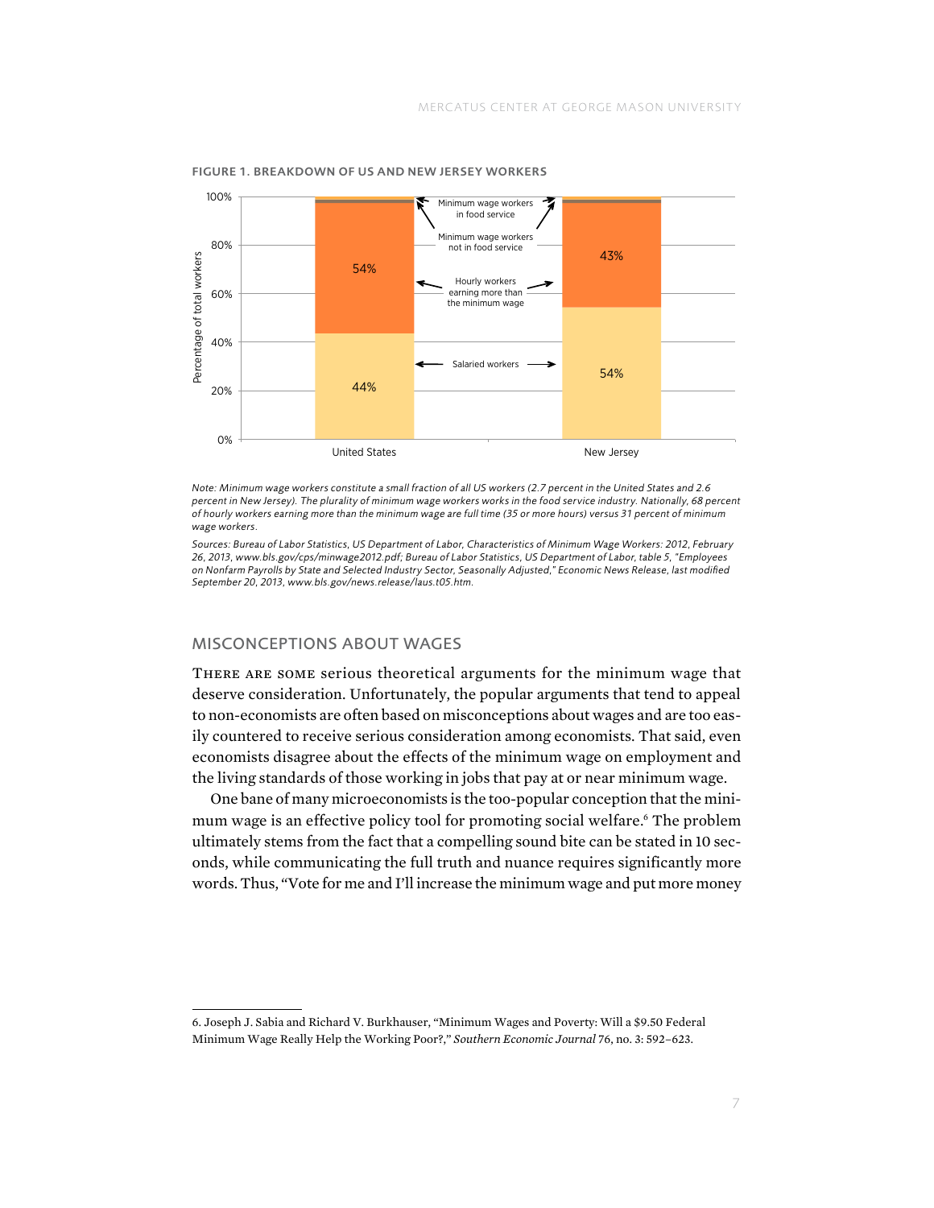FIGURE 1. BREAKDOWN OF US AND NEW JERSEY WORKERS

| | United States | New Jersey |
|---|---|---|
| Salaried workers | 44% | 54% |
| Hourly workers earning more than the minimum wage | 54% | 43% |
| Minimum wage workers not in food service | | |
| Minimum wage workers in food service | | |

*Note: Minimum wage workers constitute a small fraction of all US workers (2.7 percent in the United States and 2.6 percent in New Jersey). The plurality of minimum wage workers works in the food service industry. Nationally, 68 percent of hourly workers earning more than the minimum wage are full time (35 or more hours) versus 31 percent of minimum wage workers.*

*Sources: Bureau of Labor Statistics, US Department of Labor, Characteristics of Minimum Wage Workers: 2012, February 26, 2013, www.bls.gov/cps/minwage2012.pdf; Bureau of Labor Statistics, US Department of Labor, table 5, "Employees on Nonfarm Payrolls by State and Selected Industry Sector, Seasonally Adjusted," Economic News Release, last modified September 20, 2013, www.bls.gov/news.release/laus.t05.htm.*

## MISCONCEPTIONS ABOUT WAGES

There are some serious theoretical arguments for the minimum wage that deserve consideration. Unfortunately, the popular arguments that tend to appeal to non-economists are often based on misconceptions about wages and are too easily countered to receive serious consideration among economists. That said, even economists disagree about the effects of the minimum wage on employment and the living standards of those working in jobs that pay at or near minimum wage.

One bane of many microeconomists is the too-popular conception that the minimum wage is an effective policy tool for promoting social welfare.[6] The problem ultimately stems from the fact that a compelling sound bite can be stated in 10 seconds, while communicating the full truth and nuance requires significantly more words. Thus, "Vote for me and I'll increase the minimum wage and put more money

6. Joseph J. Sabia and Richard V. Burkhauser, "Minimum Wages and Poverty: Will a $9.50 Federal Minimum Wage Really Help the Working Poor?," *Southern Economic Journal* 76, no. 3: 592–623.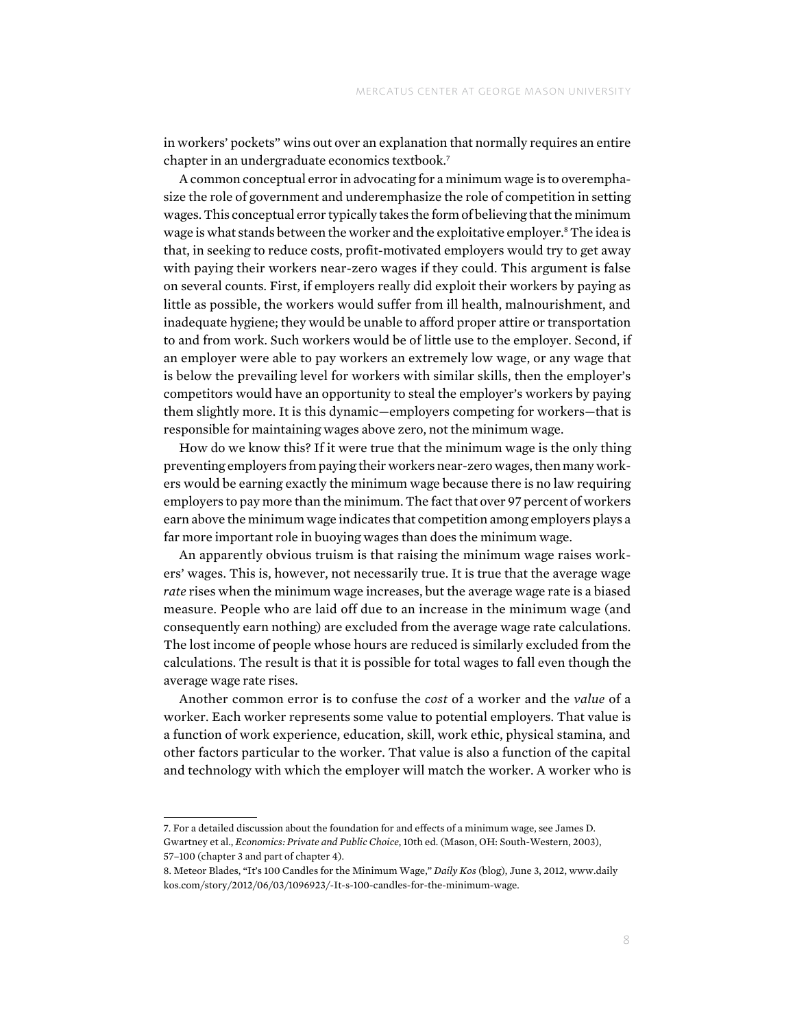in workers' pockets" wins out over an explanation that normally requires an entire chapter in an undergraduate economics textbook.[7]

A common conceptual error in advocating for a minimum wage is to overemphasize the role of government and underemphasize the role of competition in setting wages. This conceptual error typically takes the form of believing that the minimum wage is what stands between the worker and the exploitative employer.[8] The idea is that, in seeking to reduce costs, profit-motivated employers would try to get away with paying their workers near-zero wages if they could. This argument is false on several counts. First, if employers really did exploit their workers by paying as little as possible, the workers would suffer from ill health, malnourishment, and inadequate hygiene; they would be unable to afford proper attire or transportation to and from work. Such workers would be of little use to the employer. Second, if an employer were able to pay workers an extremely low wage, or any wage that is below the prevailing level for workers with similar skills, then the employer's competitors would have an opportunity to steal the employer's workers by paying them slightly more. It is this dynamic—employers competing for workers—that is responsible for maintaining wages above zero, not the minimum wage.

How do we know this? If it were true that the minimum wage is the only thing preventing employers from paying their workers near-zero wages, then many workers would be earning exactly the minimum wage because there is no law requiring employers to pay more than the minimum. The fact that over 97 percent of workers earn above the minimum wage indicates that competition among employers plays a far more important role in buoying wages than does the minimum wage.

An apparently obvious truism is that raising the minimum wage raises workers' wages. This is, however, not necessarily true. It is true that the average wage *rate* rises when the minimum wage increases, but the average wage rate is a biased measure. People who are laid off due to an increase in the minimum wage (and consequently earn nothing) are excluded from the average wage rate calculations. The lost income of people whose hours are reduced is similarly excluded from the calculations. The result is that it is possible for total wages to fall even though the average wage rate rises.

Another common error is to confuse the *cost* of a worker and the *value* of a worker. Each worker represents some value to potential employers. That value is a function of work experience, education, skill, work ethic, physical stamina, and other factors particular to the worker. That value is also a function of the capital and technology with which the employer will match the worker. A worker who is

---

7. For a detailed discussion about the foundation for and effects of a minimum wage, see James D. Gwartney et al., *Economics: Private and Public Choice*, 10th ed. (Mason, OH: South-Western, 2003), 57–100 (chapter 3 and part of chapter 4).

8. Meteor Blades, "It's 100 Candles for the Minimum Wage," *Daily Kos* (blog), June 3, 2012, www.dailykos.com/story/2012/06/03/1096923/-It-s-100-candles-for-the-minimum-wage.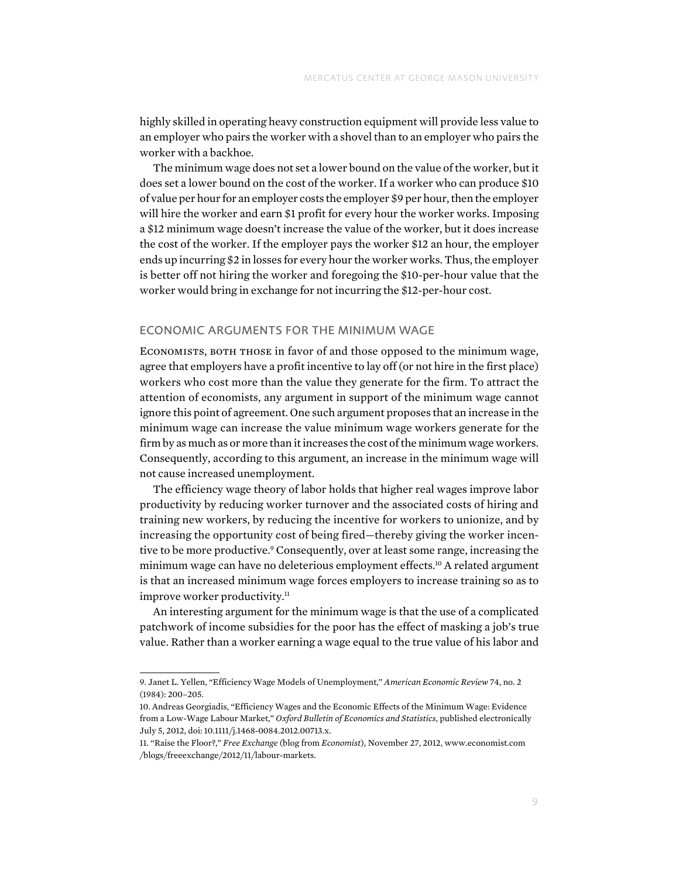highly skilled in operating heavy construction equipment will provide less value to an employer who pairs the worker with a shovel than to an employer who pairs the worker with a backhoe.

The minimum wage does not set a lower bound on the value of the worker, but it does set a lower bound on the cost of the worker. If a worker who can produce $10 of value per hour for an employer costs the employer $9 per hour, then the employer will hire the worker and earn $1 profit for every hour the worker works. Imposing a $12 minimum wage doesn't increase the value of the worker, but it does increase the cost of the worker. If the employer pays the worker $12 an hour, the employer ends up incurring $2 in losses for every hour the worker works. Thus, the employer is better off not hiring the worker and foregoing the $10-per-hour value that the worker would bring in exchange for not incurring the $12-per-hour cost.

## ECONOMIC ARGUMENTS FOR THE MINIMUM WAGE

Economists, both those in favor of and those opposed to the minimum wage, agree that employers have a profit incentive to lay off (or not hire in the first place) workers who cost more than the value they generate for the firm. To attract the attention of economists, any argument in support of the minimum wage cannot ignore this point of agreement. One such argument proposes that an increase in the minimum wage can increase the value minimum wage workers generate for the firm by as much as or more than it increases the cost of the minimum wage workers. Consequently, according to this argument, an increase in the minimum wage will not cause increased unemployment.

The efficiency wage theory of labor holds that higher real wages improve labor productivity by reducing worker turnover and the associated costs of hiring and training new workers, by reducing the incentive for workers to unionize, and by increasing the opportunity cost of being fired—thereby giving the worker incentive to be more productive.[9] Consequently, over at least some range, increasing the minimum wage can have no deleterious employment effects.[10] A related argument is that an increased minimum wage forces employers to increase training so as to improve worker productivity.[11]

An interesting argument for the minimum wage is that the use of a complicated patchwork of income subsidies for the poor has the effect of masking a job's true value. Rather than a worker earning a wage equal to the true value of his labor and

---

9. Janet L. Yellen, "Efficiency Wage Models of Unemployment," *American Economic Review* 74, no. 2 (1984): 200–205.

10. Andreas Georgiadis, "Efficiency Wages and the Economic Effects of the Minimum Wage: Evidence from a Low-Wage Labour Market," *Oxford Bulletin of Economics and Statistics*, published electronically July 5, 2012, doi: 10.1111/j.1468-0084.2012.00713.x.

11. "Raise the Floor?," *Free Exchange* (blog from *Economist*), November 27, 2012, www.economist.com/blogs/freeexchange/2012/11/labour-markets.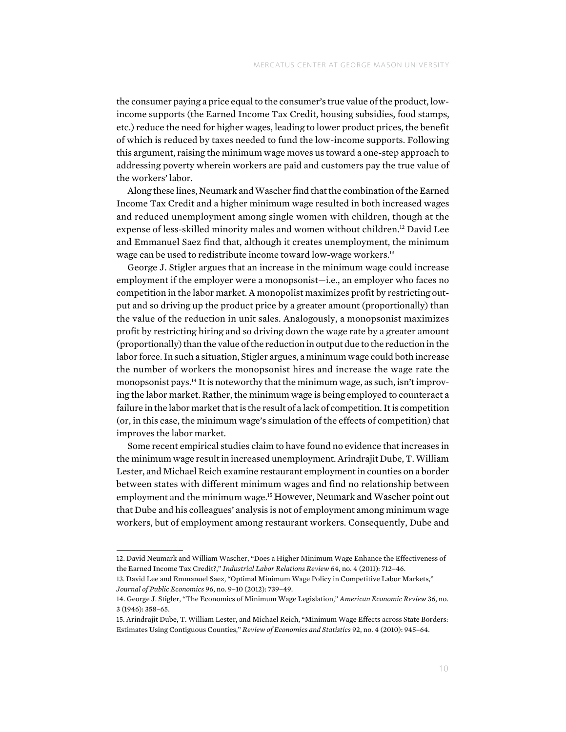the consumer paying a price equal to the consumer's true value of the product, low-income supports (the Earned Income Tax Credit, housing subsidies, food stamps, etc.) reduce the need for higher wages, leading to lower product prices, the benefit of which is reduced by taxes needed to fund the low-income supports. Following this argument, raising the minimum wage moves us toward a one-step approach to addressing poverty wherein workers are paid and customers pay the true value of the workers' labor.

Along these lines, Neumark and Wascher find that the combination of the Earned Income Tax Credit and a higher minimum wage resulted in both increased wages and reduced unemployment among single women with children, though at the expense of less-skilled minority males and women without children.[12] David Lee and Emmanuel Saez find that, although it creates unemployment, the minimum wage can be used to redistribute income toward low-wage workers.[13]

George J. Stigler argues that an increase in the minimum wage could increase employment if the employer were a monopsonist—i.e., an employer who faces no competition in the labor market. A monopolist maximizes profit by restricting output and so driving up the product price by a greater amount (proportionally) than the value of the reduction in unit sales. Analogously, a monopsonist maximizes profit by restricting hiring and so driving down the wage rate by a greater amount (proportionally) than the value of the reduction in output due to the reduction in the labor force. In such a situation, Stigler argues, a minimum wage could both increase the number of workers the monopsonist hires and increase the wage rate the monopsonist pays.[14] It is noteworthy that the minimum wage, as such, isn't improving the labor market. Rather, the minimum wage is being employed to counteract a failure in the labor market that is the result of a lack of competition. It is competition (or, in this case, the minimum wage's simulation of the effects of competition) that improves the labor market.

Some recent empirical studies claim to have found no evidence that increases in the minimum wage result in increased unemployment. Arindrajit Dube, T. William Lester, and Michael Reich examine restaurant employment in counties on a border between states with different minimum wages and find no relationship between employment and the minimum wage.[15] However, Neumark and Wascher point out that Dube and his colleagues' analysis is not of employment among minimum wage workers, but of employment among restaurant workers. Consequently, Dube and

---

12. David Neumark and William Wascher, "Does a Higher Minimum Wage Enhance the Effectiveness of the Earned Income Tax Credit?," *Industrial Labor Relations Review* 64, no. 4 (2011): 712–46.

13. David Lee and Emmanuel Saez, "Optimal Minimum Wage Policy in Competitive Labor Markets," *Journal of Public Economics* 96, no. 9–10 (2012): 739–49.

14. George J. Stigler, "The Economics of Minimum Wage Legislation," *American Economic Review* 36, no. 3 (1946): 358–65.

15. Arindrajit Dube, T. William Lester, and Michael Reich, "Minimum Wage Effects across State Borders: Estimates Using Contiguous Counties," *Review of Economics and Statistics* 92, no. 4 (2010): 945–64.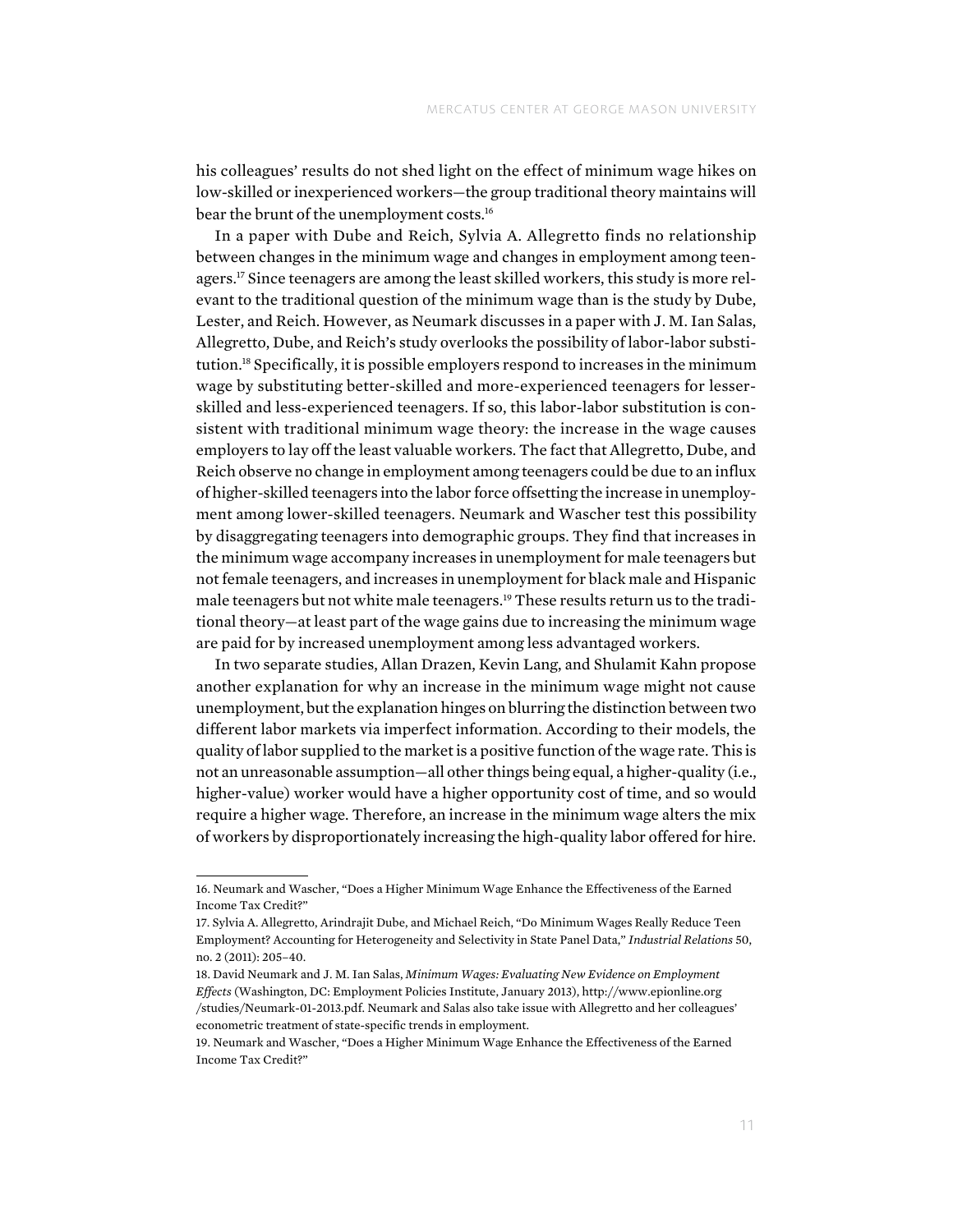his colleagues' results do not shed light on the effect of minimum wage hikes on low-skilled or inexperienced workers—the group traditional theory maintains will bear the brunt of the unemployment costs.[16]

In a paper with Dube and Reich, Sylvia A. Allegretto finds no relationship between changes in the minimum wage and changes in employment among teenagers.[17] Since teenagers are among the least skilled workers, this study is more relevant to the traditional question of the minimum wage than is the study by Dube, Lester, and Reich. However, as Neumark discusses in a paper with J. M. Ian Salas, Allegretto, Dube, and Reich's study overlooks the possibility of labor-labor substitution.[18] Specifically, it is possible employers respond to increases in the minimum wage by substituting better-skilled and more-experienced teenagers for lesser-skilled and less-experienced teenagers. If so, this labor-labor substitution is consistent with traditional minimum wage theory: the increase in the wage causes employers to lay off the least valuable workers. The fact that Allegretto, Dube, and Reich observe no change in employment among teenagers could be due to an influx of higher-skilled teenagers into the labor force offsetting the increase in unemployment among lower-skilled teenagers. Neumark and Wascher test this possibility by disaggregating teenagers into demographic groups. They find that increases in the minimum wage accompany increases in unemployment for male teenagers but not female teenagers, and increases in unemployment for black male and Hispanic male teenagers but not white male teenagers.[19] These results return us to the traditional theory—at least part of the wage gains due to increasing the minimum wage are paid for by increased unemployment among less advantaged workers.

In two separate studies, Allan Drazen, Kevin Lang, and Shulamit Kahn propose another explanation for why an increase in the minimum wage might not cause unemployment, but the explanation hinges on blurring the distinction between two different labor markets via imperfect information. According to their models, the quality of labor supplied to the market is a positive function of the wage rate. This is not an unreasonable assumption—all other things being equal, a higher-quality (i.e., higher-value) worker would have a higher opportunity cost of time, and so would require a higher wage. Therefore, an increase in the minimum wage alters the mix of workers by disproportionately increasing the high-quality labor offered for hire.

---

16. Neumark and Wascher, "Does a Higher Minimum Wage Enhance the Effectiveness of the Earned Income Tax Credit?"

17. Sylvia A. Allegretto, Arindrajit Dube, and Michael Reich, "Do Minimum Wages Really Reduce Teen Employment? Accounting for Heterogeneity and Selectivity in State Panel Data," *Industrial Relations* 50, no. 2 (2011): 205–40.

18. David Neumark and J. M. Ian Salas, *Minimum Wages: Evaluating New Evidence on Employment Effects* (Washington, DC: Employment Policies Institute, January 2013), http://www.epionline.org/studies/Neumark-01-2013.pdf. Neumark and Salas also take issue with Allegretto and her colleagues' econometric treatment of state-specific trends in employment.

19. Neumark and Wascher, "Does a Higher Minimum Wage Enhance the Effectiveness of the Earned Income Tax Credit?"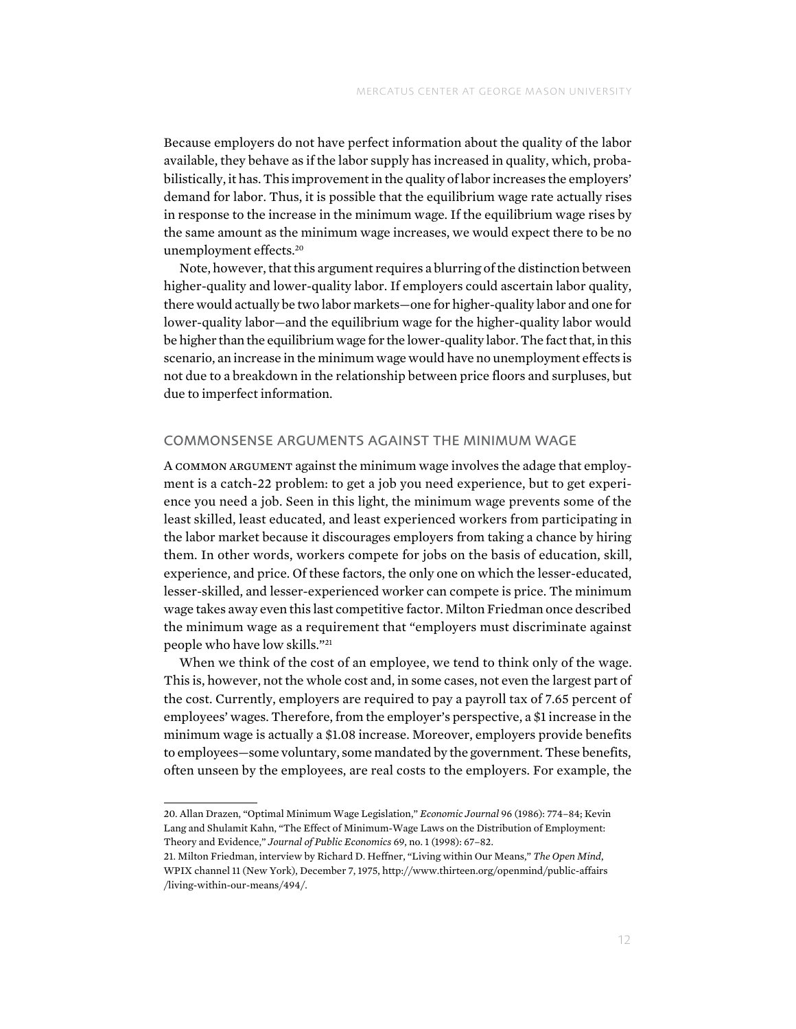Because employers do not have perfect information about the quality of the labor available, they behave as if the labor supply has increased in quality, which, probabilistically, it has. This improvement in the quality of labor increases the employers' demand for labor. Thus, it is possible that the equilibrium wage rate actually rises in response to the increase in the minimum wage. If the equilibrium wage rises by the same amount as the minimum wage increases, we would expect there to be no unemployment effects.[20]

Note, however, that this argument requires a blurring of the distinction between higher-quality and lower-quality labor. If employers could ascertain labor quality, there would actually be two labor markets—one for higher-quality labor and one for lower-quality labor—and the equilibrium wage for the higher-quality labor would be higher than the equilibrium wage for the lower-quality labor. The fact that, in this scenario, an increase in the minimum wage would have no unemployment effects is not due to a breakdown in the relationship between price floors and surpluses, but due to imperfect information.

## COMMONSENSE ARGUMENTS AGAINST THE MINIMUM WAGE

A COMMON ARGUMENT against the minimum wage involves the adage that employment is a catch-22 problem: to get a job you need experience, but to get experience you need a job. Seen in this light, the minimum wage prevents some of the least skilled, least educated, and least experienced workers from participating in the labor market because it discourages employers from taking a chance by hiring them. In other words, workers compete for jobs on the basis of education, skill, experience, and price. Of these factors, the only one on which the lesser-educated, lesser-skilled, and lesser-experienced worker can compete is price. The minimum wage takes away even this last competitive factor. Milton Friedman once described the minimum wage as a requirement that "employers must discriminate against people who have low skills."[21]

When we think of the cost of an employee, we tend to think only of the wage. This is, however, not the whole cost and, in some cases, not even the largest part of the cost. Currently, employers are required to pay a payroll tax of 7.65 percent of employees' wages. Therefore, from the employer's perspective, a $1 increase in the minimum wage is actually a $1.08 increase. Moreover, employers provide benefits to employees—some voluntary, some mandated by the government. These benefits, often unseen by the employees, are real costs to the employers. For example, the

---

20. Allan Drazen, "Optimal Minimum Wage Legislation," *Economic Journal* 96 (1986): 774–84; Kevin Lang and Shulamit Kahn, "The Effect of Minimum-Wage Laws on the Distribution of Employment: Theory and Evidence," *Journal of Public Economics* 69, no. 1 (1998): 67–82.

21. Milton Friedman, interview by Richard D. Heffner, "Living within Our Means," *The Open Mind*, WPIX channel 11 (New York), December 7, 1975, http://www.thirteen.org/openmind/public-affairs/living-within-our-means/494/.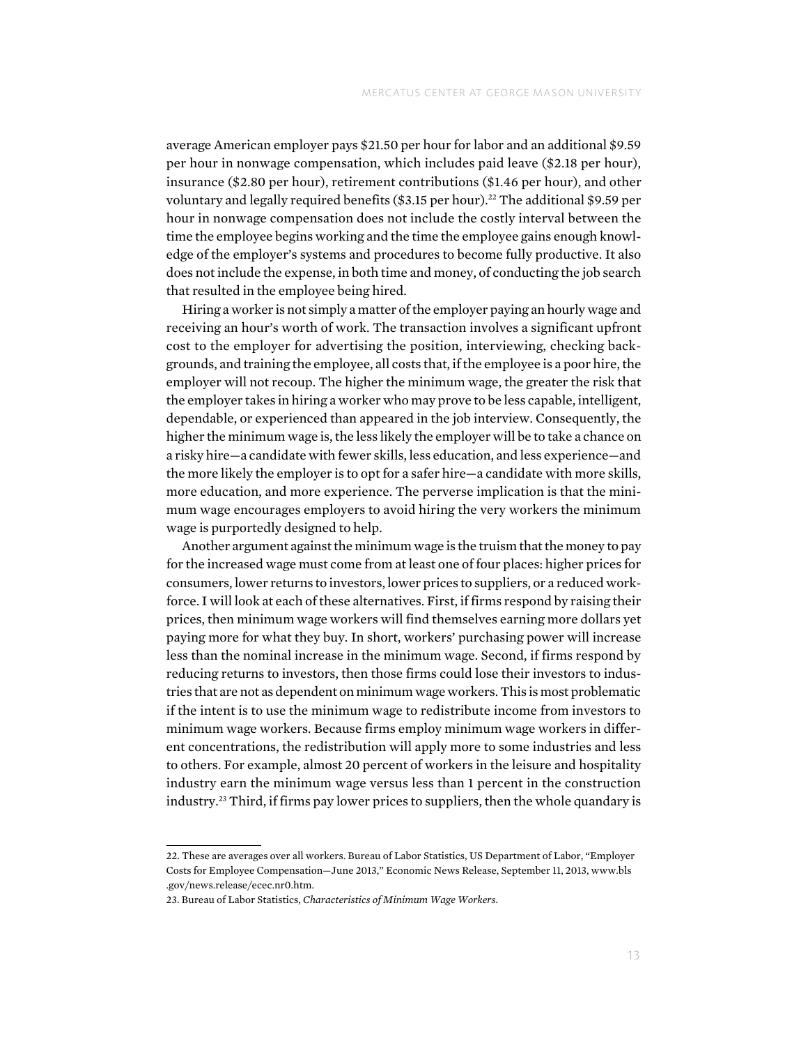average American employer pays $21.50 per hour for labor and an additional $9.59 per hour in nonwage compensation, which includes paid leave ($2.18 per hour), insurance ($2.80 per hour), retirement contributions ($1.46 per hour), and other voluntary and legally required benefits ($3.15 per hour).[22] The additional $9.59 per hour in nonwage compensation does not include the costly interval between the time the employee begins working and the time the employee gains enough knowledge of the employer's systems and procedures to become fully productive. It also does not include the expense, in both time and money, of conducting the job search that resulted in the employee being hired.

Hiring a worker is not simply a matter of the employer paying an hourly wage and receiving an hour's worth of work. The transaction involves a significant upfront cost to the employer for advertising the position, interviewing, checking backgrounds, and training the employee, all costs that, if the employee is a poor hire, the employer will not recoup. The higher the minimum wage, the greater the risk that the employer takes in hiring a worker who may prove to be less capable, intelligent, dependable, or experienced than appeared in the job interview. Consequently, the higher the minimum wage is, the less likely the employer will be to take a chance on a risky hire—a candidate with fewer skills, less education, and less experience—and the more likely the employer is to opt for a safer hire—a candidate with more skills, more education, and more experience. The perverse implication is that the minimum wage encourages employers to avoid hiring the very workers the minimum wage is purportedly designed to help.

Another argument against the minimum wage is the truism that the money to pay for the increased wage must come from at least one of four places: higher prices for consumers, lower returns to investors, lower prices to suppliers, or a reduced workforce. I will look at each of these alternatives. First, if firms respond by raising their prices, then minimum wage workers will find themselves earning more dollars yet paying more for what they buy. In short, workers' purchasing power will increase less than the nominal increase in the minimum wage. Second, if firms respond by reducing returns to investors, then those firms could lose their investors to industries that are not as dependent on minimum wage workers. This is most problematic if the intent is to use the minimum wage to redistribute income from investors to minimum wage workers. Because firms employ minimum wage workers in different concentrations, the redistribution will apply more to some industries and less to others. For example, almost 20 percent of workers in the leisure and hospitality industry earn the minimum wage versus less than 1 percent in the construction industry.[23] Third, if firms pay lower prices to suppliers, then the whole quandary is

---

22. These are averages over all workers. Bureau of Labor Statistics, US Department of Labor, "Employer Costs for Employee Compensation—June 2013," Economic News Release, September 11, 2013, www.bls.gov/news.release/ecec.nr0.htm.

23. Bureau of Labor Statistics, *Characteristics of Minimum Wage Workers*.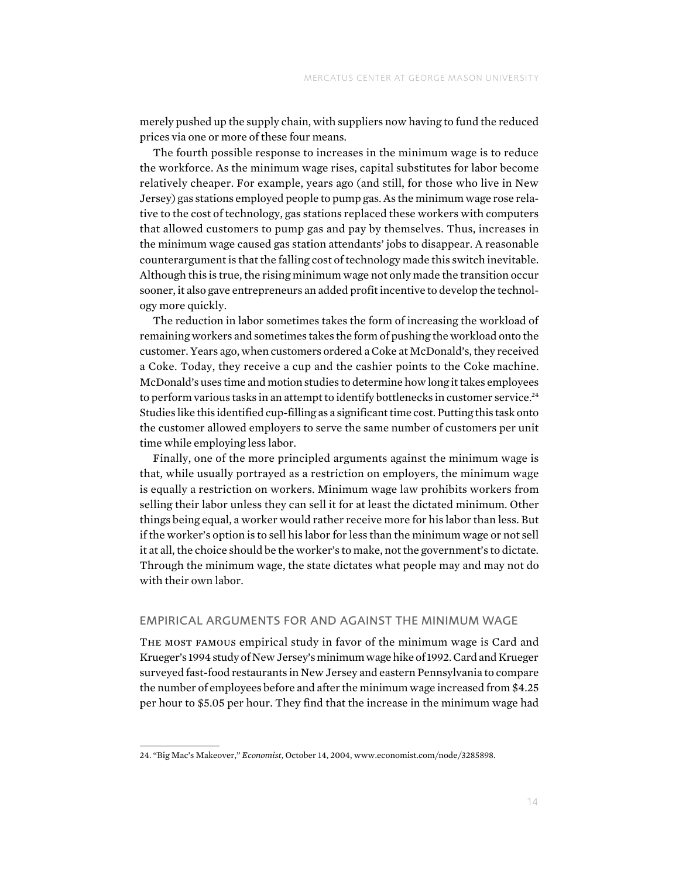merely pushed up the supply chain, with suppliers now having to fund the reduced prices via one or more of these four means.

The fourth possible response to increases in the minimum wage is to reduce the workforce. As the minimum wage rises, capital substitutes for labor become relatively cheaper. For example, years ago (and still, for those who live in New Jersey) gas stations employed people to pump gas. As the minimum wage rose relative to the cost of technology, gas stations replaced these workers with computers that allowed customers to pump gas and pay by themselves. Thus, increases in the minimum wage caused gas station attendants' jobs to disappear. A reasonable counterargument is that the falling cost of technology made this switch inevitable. Although this is true, the rising minimum wage not only made the transition occur sooner, it also gave entrepreneurs an added profit incentive to develop the technology more quickly.

The reduction in labor sometimes takes the form of increasing the workload of remaining workers and sometimes takes the form of pushing the workload onto the customer. Years ago, when customers ordered a Coke at McDonald's, they received a Coke. Today, they receive a cup and the cashier points to the Coke machine. McDonald's uses time and motion studies to determine how long it takes employees to perform various tasks in an attempt to identify bottlenecks in customer service.[24] Studies like this identified cup-filling as a significant time cost. Putting this task onto the customer allowed employers to serve the same number of customers per unit time while employing less labor.

Finally, one of the more principled arguments against the minimum wage is that, while usually portrayed as a restriction on employers, the minimum wage is equally a restriction on workers. Minimum wage law prohibits workers from selling their labor unless they can sell it for at least the dictated minimum. Other things being equal, a worker would rather receive more for his labor than less. But if the worker's option is to sell his labor for less than the minimum wage or not sell it at all, the choice should be the worker's to make, not the government's to dictate. Through the minimum wage, the state dictates what people may and may not do with their own labor.

## EMPIRICAL ARGUMENTS FOR AND AGAINST THE MINIMUM WAGE

The most famous empirical study in favor of the minimum wage is Card and Krueger's 1994 study of New Jersey's minimum wage hike of 1992. Card and Krueger surveyed fast-food restaurants in New Jersey and eastern Pennsylvania to compare the number of employees before and after the minimum wage increased from $4.25 per hour to $5.05 per hour. They find that the increase in the minimum wage had

24. "Big Mac's Makeover," *Economist*, October 14, 2004, www.economist.com/node/3285898.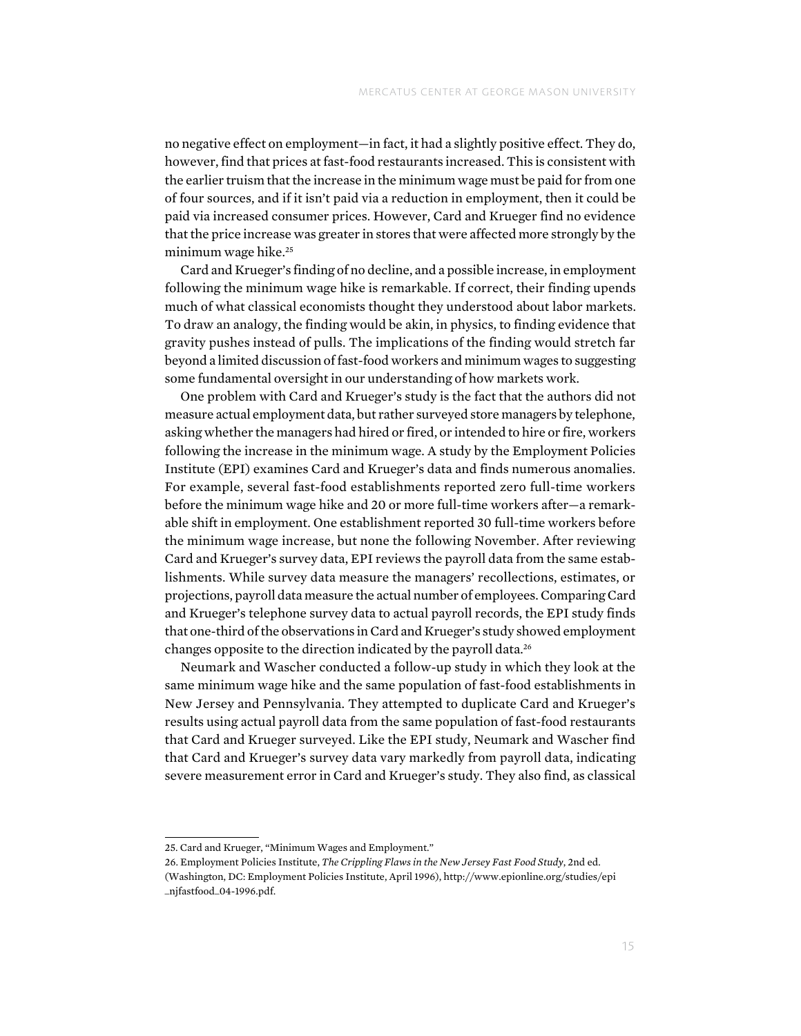no negative effect on employment—in fact, it had a slightly positive effect. They do, however, find that prices at fast-food restaurants increased. This is consistent with the earlier truism that the increase in the minimum wage must be paid for from one of four sources, and if it isn't paid via a reduction in employment, then it could be paid via increased consumer prices. However, Card and Krueger find no evidence that the price increase was greater in stores that were affected more strongly by the minimum wage hike.[25]

Card and Krueger's finding of no decline, and a possible increase, in employment following the minimum wage hike is remarkable. If correct, their finding upends much of what classical economists thought they understood about labor markets. To draw an analogy, the finding would be akin, in physics, to finding evidence that gravity pushes instead of pulls. The implications of the finding would stretch far beyond a limited discussion of fast-food workers and minimum wages to suggesting some fundamental oversight in our understanding of how markets work.

One problem with Card and Krueger's study is the fact that the authors did not measure actual employment data, but rather surveyed store managers by telephone, asking whether the managers had hired or fired, or intended to hire or fire, workers following the increase in the minimum wage. A study by the Employment Policies Institute (EPI) examines Card and Krueger's data and finds numerous anomalies. For example, several fast-food establishments reported zero full-time workers before the minimum wage hike and 20 or more full-time workers after—a remarkable shift in employment. One establishment reported 30 full-time workers before the minimum wage increase, but none the following November. After reviewing Card and Krueger's survey data, EPI reviews the payroll data from the same establishments. While survey data measure the managers' recollections, estimates, or projections, payroll data measure the actual number of employees. Comparing Card and Krueger's telephone survey data to actual payroll records, the EPI study finds that one-third of the observations in Card and Krueger's study showed employment changes opposite to the direction indicated by the payroll data.[26]

Neumark and Wascher conducted a follow-up study in which they look at the same minimum wage hike and the same population of fast-food establishments in New Jersey and Pennsylvania. They attempted to duplicate Card and Krueger's results using actual payroll data from the same population of fast-food restaurants that Card and Krueger surveyed. Like the EPI study, Neumark and Wascher find that Card and Krueger's survey data vary markedly from payroll data, indicating severe measurement error in Card and Krueger's study. They also find, as classical

---

25. Card and Krueger, "Minimum Wages and Employment."

26. Employment Policies Institute, *The Crippling Flaws in the New Jersey Fast Food Study*, 2nd ed. (Washington, DC: Employment Policies Institute, April 1996), http://www.epionline.org/studies/epi_njfastfood_04-1996.pdf.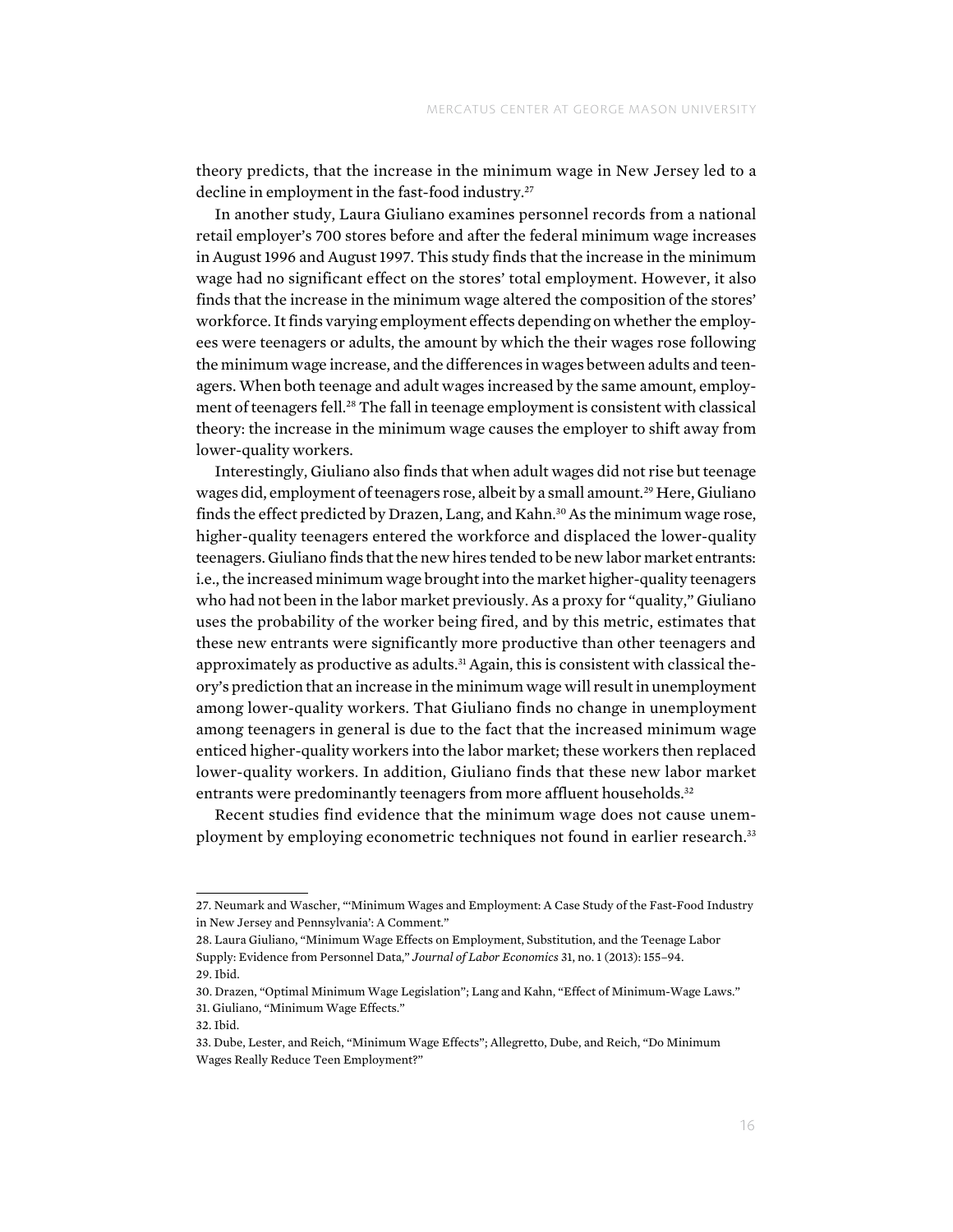theory predicts, that the increase in the minimum wage in New Jersey led to a decline in employment in the fast-food industry.[27]

In another study, Laura Giuliano examines personnel records from a national retail employer's 700 stores before and after the federal minimum wage increases in August 1996 and August 1997. This study finds that the increase in the minimum wage had no significant effect on the stores' total employment. However, it also finds that the increase in the minimum wage altered the composition of the stores' workforce. It finds varying employment effects depending on whether the employees were teenagers or adults, the amount by which the their wages rose following the minimum wage increase, and the differences in wages between adults and teenagers. When both teenage and adult wages increased by the same amount, employment of teenagers fell.[28] The fall in teenage employment is consistent with classical theory: the increase in the minimum wage causes the employer to shift away from lower-quality workers.

Interestingly, Giuliano also finds that when adult wages did not rise but teenage wages did, employment of teenagers rose, albeit by a small amount.[29] Here, Giuliano finds the effect predicted by Drazen, Lang, and Kahn.[30] As the minimum wage rose, higher-quality teenagers entered the workforce and displaced the lower-quality teenagers. Giuliano finds that the new hires tended to be new labor market entrants: i.e., the increased minimum wage brought into the market higher-quality teenagers who had not been in the labor market previously. As a proxy for "quality," Giuliano uses the probability of the worker being fired, and by this metric, estimates that these new entrants were significantly more productive than other teenagers and approximately as productive as adults.[31] Again, this is consistent with classical theory's prediction that an increase in the minimum wage will result in unemployment among lower-quality workers. That Giuliano finds no change in unemployment among teenagers in general is due to the fact that the increased minimum wage enticed higher-quality workers into the labor market; these workers then replaced lower-quality workers. In addition, Giuliano finds that these new labor market entrants were predominantly teenagers from more affluent households.[32]

Recent studies find evidence that the minimum wage does not cause unemployment by employing econometric techniques not found in earlier research.[33]

---

27. Neumark and Wascher, "'Minimum Wages and Employment: A Case Study of the Fast-Food Industry in New Jersey and Pennsylvania': A Comment."

28. Laura Giuliano, "Minimum Wage Effects on Employment, Substitution, and the Teenage Labor Supply: Evidence from Personnel Data," *Journal of Labor Economics* 31, no. 1 (2013): 155–94.

29. Ibid.

30. Drazen, "Optimal Minimum Wage Legislation"; Lang and Kahn, "Effect of Minimum-Wage Laws."

31. Giuliano, "Minimum Wage Effects."

32. Ibid.

33. Dube, Lester, and Reich, "Minimum Wage Effects"; Allegretto, Dube, and Reich, "Do Minimum Wages Really Reduce Teen Employment?"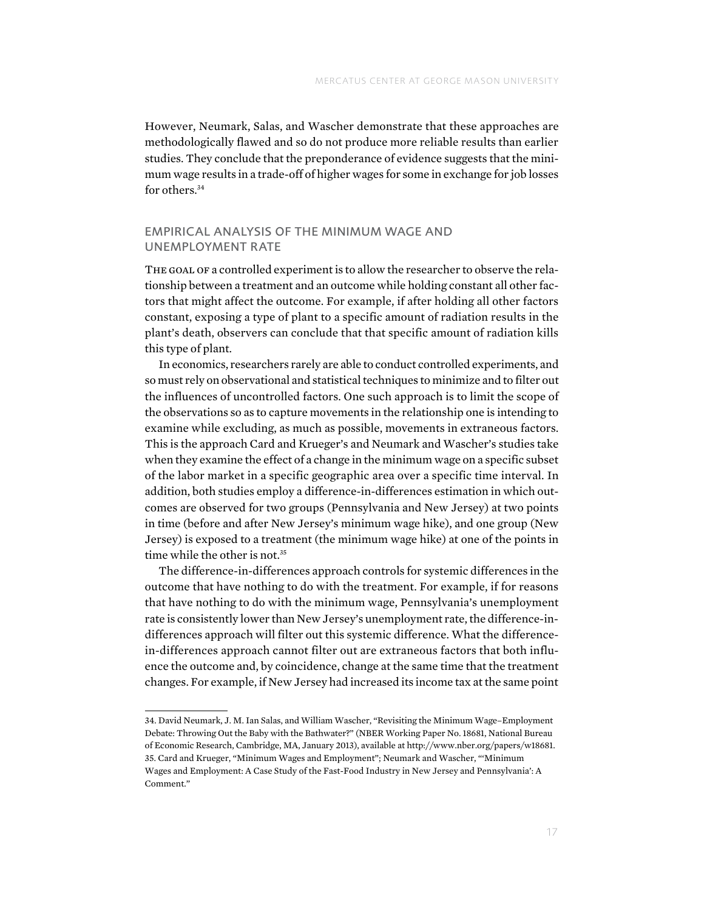However, Neumark, Salas, and Wascher demonstrate that these approaches are methodologically flawed and so do not produce more reliable results than earlier studies. They conclude that the preponderance of evidence suggests that the minimum wage results in a trade-off of higher wages for some in exchange for job losses for others.[34]

## EMPIRICAL ANALYSIS OF THE MINIMUM WAGE AND UNEMPLOYMENT RATE

The goal of a controlled experiment is to allow the researcher to observe the relationship between a treatment and an outcome while holding constant all other factors that might affect the outcome. For example, if after holding all other factors constant, exposing a type of plant to a specific amount of radiation results in the plant's death, observers can conclude that that specific amount of radiation kills this type of plant.

In economics, researchers rarely are able to conduct controlled experiments, and so must rely on observational and statistical techniques to minimize and to filter out the influences of uncontrolled factors. One such approach is to limit the scope of the observations so as to capture movements in the relationship one is intending to examine while excluding, as much as possible, movements in extraneous factors. This is the approach Card and Krueger's and Neumark and Wascher's studies take when they examine the effect of a change in the minimum wage on a specific subset of the labor market in a specific geographic area over a specific time interval. In addition, both studies employ a difference-in-differences estimation in which outcomes are observed for two groups (Pennsylvania and New Jersey) at two points in time (before and after New Jersey's minimum wage hike), and one group (New Jersey) is exposed to a treatment (the minimum wage hike) at one of the points in time while the other is not.[35]

The difference-in-differences approach controls for systemic differences in the outcome that have nothing to do with the treatment. For example, if for reasons that have nothing to do with the minimum wage, Pennsylvania's unemployment rate is consistently lower than New Jersey's unemployment rate, the difference-in-differences approach will filter out this systemic difference. What the difference-in-differences approach cannot filter out are extraneous factors that both influence the outcome and, by coincidence, change at the same time that the treatment changes. For example, if New Jersey had increased its income tax at the same point

---

34. David Neumark, J. M. Ian Salas, and William Wascher, "Revisiting the Minimum Wage–Employment Debate: Throwing Out the Baby with the Bathwater?" (NBER Working Paper No. 18681, National Bureau of Economic Research, Cambridge, MA, January 2013), available at http://www.nber.org/papers/w18681.

35. Card and Krueger, "Minimum Wages and Employment"; Neumark and Wascher, "'Minimum Wages and Employment: A Case Study of the Fast-Food Industry in New Jersey and Pennsylvania': A Comment."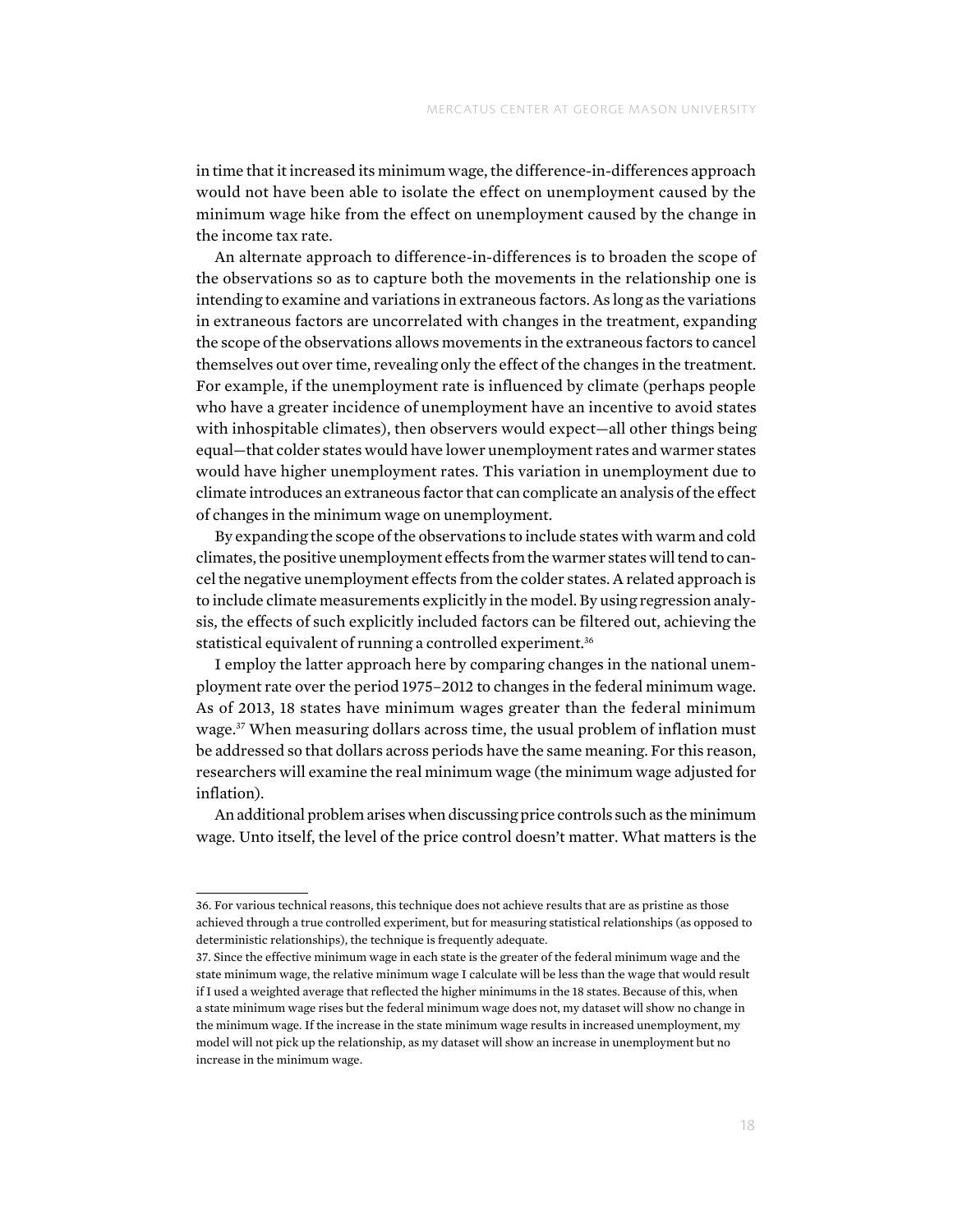in time that it increased its minimum wage, the difference-in-differences approach would not have been able to isolate the effect on unemployment caused by the minimum wage hike from the effect on unemployment caused by the change in the income tax rate.

An alternate approach to difference-in-differences is to broaden the scope of the observations so as to capture both the movements in the relationship one is intending to examine and variations in extraneous factors. As long as the variations in extraneous factors are uncorrelated with changes in the treatment, expanding the scope of the observations allows movements in the extraneous factors to cancel themselves out over time, revealing only the effect of the changes in the treatment. For example, if the unemployment rate is influenced by climate (perhaps people who have a greater incidence of unemployment have an incentive to avoid states with inhospitable climates), then observers would expect—all other things being equal—that colder states would have lower unemployment rates and warmer states would have higher unemployment rates. This variation in unemployment due to climate introduces an extraneous factor that can complicate an analysis of the effect of changes in the minimum wage on unemployment.

By expanding the scope of the observations to include states with warm and cold climates, the positive unemployment effects from the warmer states will tend to cancel the negative unemployment effects from the colder states. A related approach is to include climate measurements explicitly in the model. By using regression analysis, the effects of such explicitly included factors can be filtered out, achieving the statistical equivalent of running a controlled experiment.[36]

I employ the latter approach here by comparing changes in the national unemployment rate over the period 1975–2012 to changes in the federal minimum wage. As of 2013, 18 states have minimum wages greater than the federal minimum wage.[37] When measuring dollars across time, the usual problem of inflation must be addressed so that dollars across periods have the same meaning. For this reason, researchers will examine the real minimum wage (the minimum wage adjusted for inflation).

An additional problem arises when discussing price controls such as the minimum wage. Unto itself, the level of the price control doesn't matter. What matters is the

---

36. For various technical reasons, this technique does not achieve results that are as pristine as those achieved through a true controlled experiment, but for measuring statistical relationships (as opposed to deterministic relationships), the technique is frequently adequate.

37. Since the effective minimum wage in each state is the greater of the federal minimum wage and the state minimum wage, the relative minimum wage I calculate will be less than the wage that would result if I used a weighted average that reflected the higher minimums in the 18 states. Because of this, when a state minimum wage rises but the federal minimum wage does not, my dataset will show no change in the minimum wage. If the increase in the state minimum wage results in increased unemployment, my model will not pick up the relationship, as my dataset will show an increase in unemployment but no increase in the minimum wage.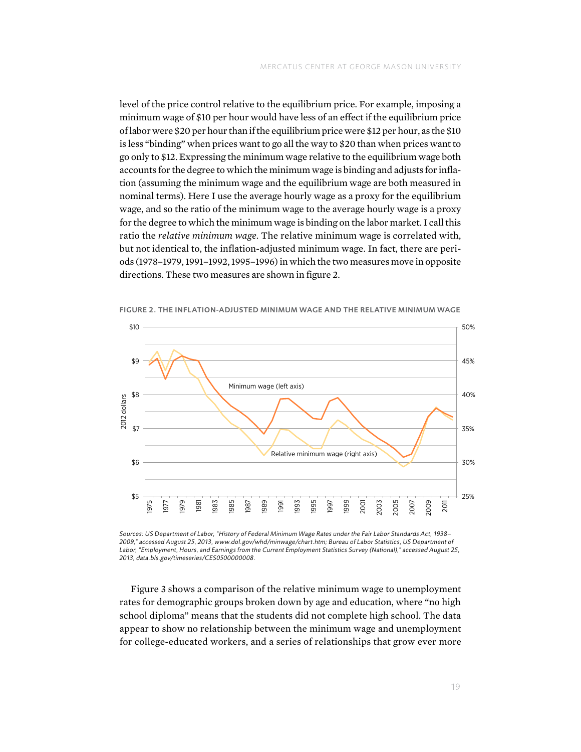level of the price control relative to the equilibrium price. For example, imposing a minimum wage of $10 per hour would have less of an effect if the equilibrium price of labor were $20 per hour than if the equilibrium price were $12 per hour, as the $10 is less "binding" when prices want to go all the way to $20 than when prices want to go only to $12. Expressing the minimum wage relative to the equilibrium wage both accounts for the degree to which the minimum wage is binding and adjusts for inflation (assuming the minimum wage and the equilibrium wage are both measured in nominal terms). Here I use the average hourly wage as a proxy for the equilibrium wage, and so the ratio of the minimum wage to the average hourly wage is a proxy for the degree to which the minimum wage is binding on the labor market. I call this ratio the *relative minimum wage*. The relative minimum wage is correlated with, but not identical to, the inflation-adjusted minimum wage. In fact, there are periods (1978–1979, 1991–1992, 1995–1996) in which the two measures move in opposite directions. These two measures are shown in figure 2.

FIGURE 2. THE INFLATION-ADJUSTED MINIMUM WAGE AND THE RELATIVE MINIMUM WAGE

*Sources: US Department of Labor, "History of Federal Minimum Wage Rates under the Fair Labor Standards Act, 1938–2009," accessed August 25, 2013, www.dol.gov/whd/minwage/chart.htm; Bureau of Labor Statistics, US Department of Labor, "Employment, Hours, and Earnings from the Current Employment Statistics Survey (National)," accessed August 25, 2013, data.bls.gov/timeseries/CES0500000008.*

Figure 3 shows a comparison of the relative minimum wage to unemployment rates for demographic groups broken down by age and education, where "no high school diploma" means that the students did not complete high school. The data appear to show no relationship between the minimum wage and unemployment for college-educated workers, and a series of relationships that grow ever more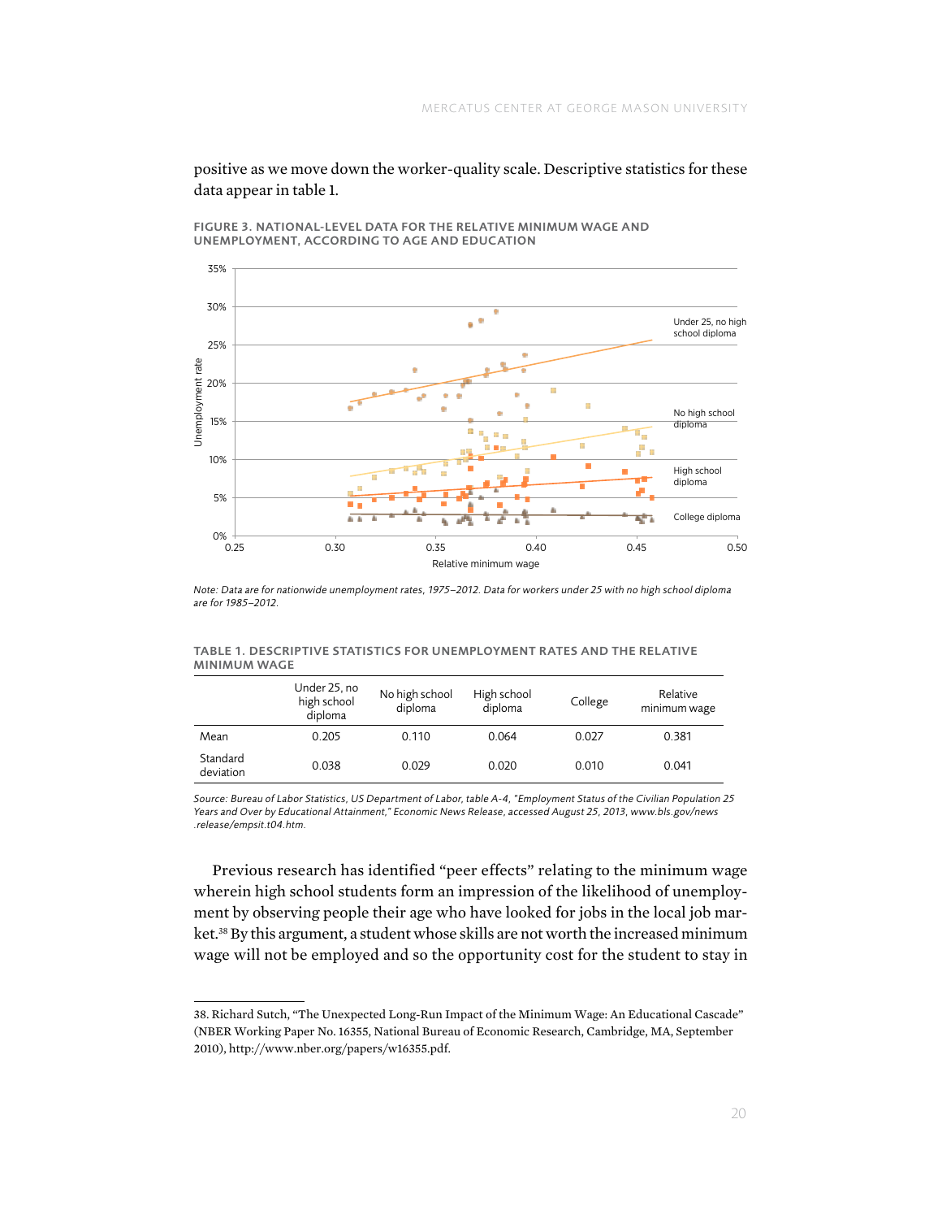positive as we move down the worker-quality scale. Descriptive statistics for these data appear in table 1.

**FIGURE 3. NATIONAL-LEVEL DATA FOR THE RELATIVE MINIMUM WAGE AND UNEMPLOYMENT, ACCORDING TO AGE AND EDUCATION**

*Note: Data are for nationwide unemployment rates, 1975–2012. Data for workers under 25 with no high school diploma are for 1985–2012.*

**TABLE 1. DESCRIPTIVE STATISTICS FOR UNEMPLOYMENT RATES AND THE RELATIVE MINIMUM WAGE**

| | Under 25, no high school diploma | No high school diploma | High school diploma | College | Relative minimum wage |
|---|---|---|---|---|---|
| Mean | 0.205 | 0.110 | 0.064 | 0.027 | 0.381 |
| Standard deviation | 0.038 | 0.029 | 0.020 | 0.010 | 0.041 |

*Source: Bureau of Labor Statistics, US Department of Labor, table A-4, "Employment Status of the Civilian Population 25 Years and Over by Educational Attainment," Economic News Release, accessed August 25, 2013, www.bls.gov/news.release/empsit.t04.htm.*

Previous research has identified "peer effects" relating to the minimum wage wherein high school students form an impression of the likelihood of unemployment by observing people their age who have looked for jobs in the local job market.[38] By this argument, a student whose skills are not worth the increased minimum wage will not be employed and so the opportunity cost for the student to stay in

38. Richard Sutch, "The Unexpected Long-Run Impact of the Minimum Wage: An Educational Cascade" (NBER Working Paper No. 16355, National Bureau of Economic Research, Cambridge, MA, September 2010), http://www.nber.org/papers/w16355.pdf.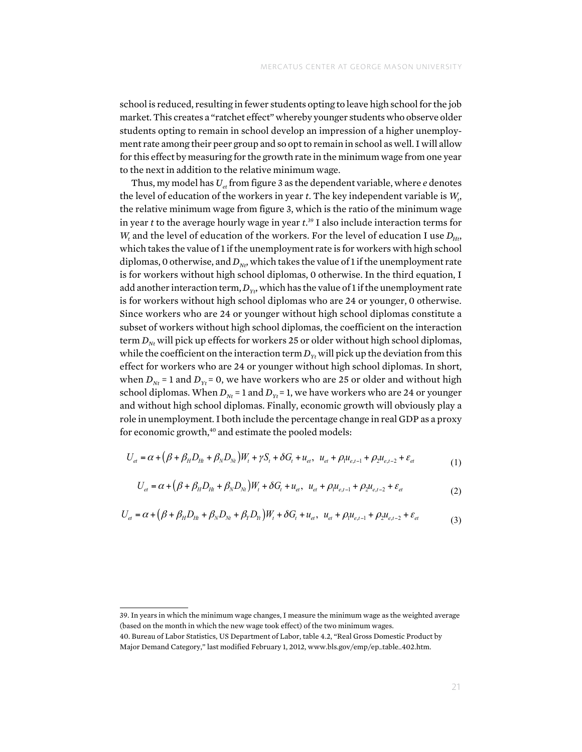school is reduced, resulting in fewer students opting to leave high school for the job market. This creates a "ratchet effect" whereby younger students who observe older students opting to remain in school develop an impression of a higher unemployment rate among their peer group and so opt to remain in school as well. I will allow for this effect by measuring for the growth rate in the minimum wage from one year to the next in addition to the relative minimum wage.

Thus, my model has $U_{et}$ from figure 3 as the dependent variable, where *e* denotes the level of education of the workers in year *t*. The key independent variable is $W_t$, the relative minimum wage from figure 3, which is the ratio of the minimum wage in year *t* to the average hourly wage in year *t*.[39] I also include interaction terms for $W_t$ and the level of education of the workers. For the level of education I use $D_{Ht}$, which takes the value of 1 if the unemployment rate is for workers with high school diplomas, 0 otherwise, and $D_{Nt}$, which takes the value of 1 if the unemployment rate is for workers without high school diplomas, 0 otherwise. In the third equation, I add another interaction term, $D_{Yt}$, which has the value of 1 if the unemployment rate is for workers without high school diplomas who are 24 or younger, 0 otherwise. Since workers who are 24 or younger without high school diplomas constitute a subset of workers without high school diplomas, the coefficient on the interaction term $D_{Nt}$ will pick up effects for workers 25 or older without high school diplomas, while the coefficient on the interaction term $D_{Yt}$ will pick up the deviation from this effect for workers who are 24 or younger without high school diplomas. In short, when $D_{Nt} = 1$ and $D_{Yt} = 0$, we have workers who are 25 or older and without high school diplomas. When $D_{Nt} = 1$ and $D_{Yt} = 1$, we have workers who are 24 or younger and without high school diplomas. Finally, economic growth will obviously play a role in unemployment. I both include the percentage change in real GDP as a proxy for economic growth,[40] and estimate the pooled models:

$$U_{et} = \alpha + \left(\beta + \beta_H D_{Ht} + \beta_N D_{Nt}\right)W_t + \gamma S_t + \delta G_t + u_{et},\;\; u_{et} + \rho_1 u_{e,t-1} + \rho_2 u_{e,t-2} + \varepsilon_{et} \tag{1}$$

$$U_{et} = \alpha + \left(\beta + \beta_H D_{Ht} + \beta_N D_{Nt}\right)W_t + \delta G_t + u_{et},\;\; u_{et} + \rho_1 u_{e,t-1} + \rho_2 u_{e,t-2} + \varepsilon_{et} \tag{2}$$

$$U_{et} = \alpha + \left(\beta + \beta_H D_{Ht} + \beta_N D_{Nt} + \beta_Y D_{Yt}\right)W_t + \delta G_t + u_{et},\;\; u_{et} + \rho_1 u_{e,t-1} + \rho_2 u_{e,t-2} + \varepsilon_{et} \tag{3}$$

---

39. In years in which the minimum wage changes, I measure the minimum wage as the weighted average (based on the month in which the new wage took effect) of the two minimum wages.

40. Bureau of Labor Statistics, US Department of Labor, table 4.2, "Real Gross Domestic Product by Major Demand Category," last modified February 1, 2012, www.bls.gov/emp/ep_table_402.htm.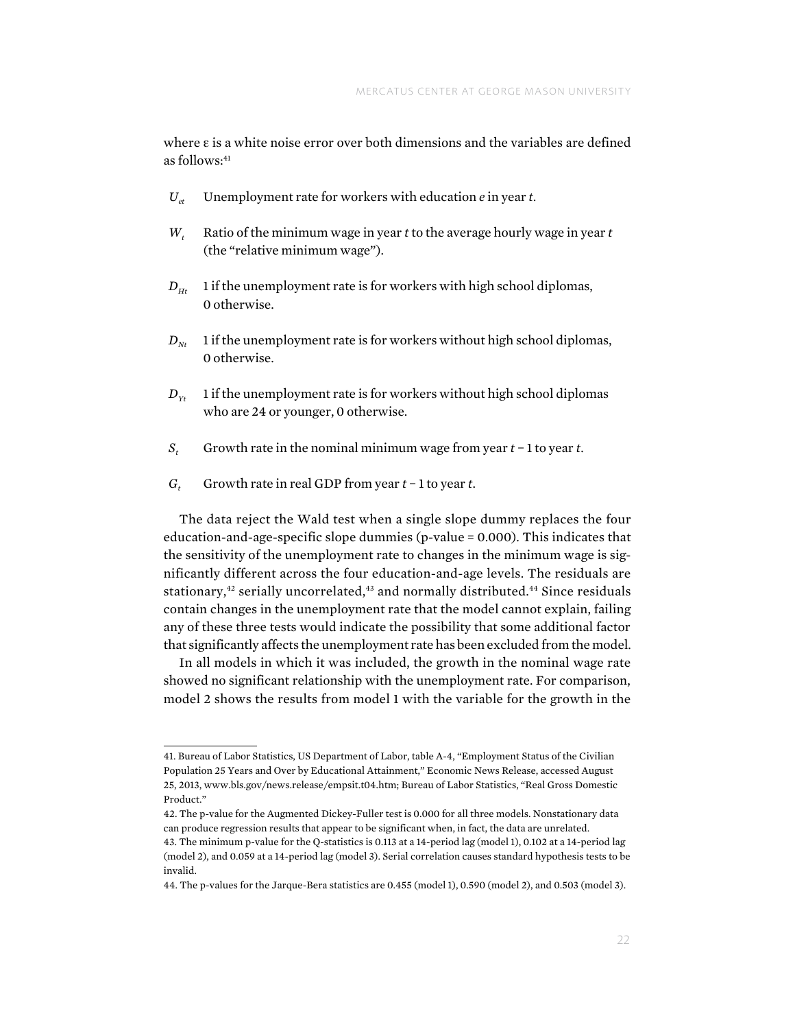where ε is a white noise error over both dimensions and the variables are defined as follows:[41]

- $U_{et}$ Unemployment rate for workers with education *e* in year *t*.
- $W_t$ Ratio of the minimum wage in year *t* to the average hourly wage in year *t* (the "relative minimum wage").
- $D_{Ht}$ 1 if the unemployment rate is for workers with high school diplomas, 0 otherwise.
- $D_{Nt}$ 1 if the unemployment rate is for workers without high school diplomas, 0 otherwise.
- $D_{Yt}$ 1 if the unemployment rate is for workers without high school diplomas who are 24 or younger, 0 otherwise.
- $S_t$ Growth rate in the nominal minimum wage from year *t* − 1 to year *t*.
- $G_t$ Growth rate in real GDP from year *t* − 1 to year *t*.

The data reject the Wald test when a single slope dummy replaces the four education-and-age-specific slope dummies (p-value = 0.000). This indicates that the sensitivity of the unemployment rate to changes in the minimum wage is significantly different across the four education-and-age levels. The residuals are stationary,[42] serially uncorrelated,[43] and normally distributed.[44] Since residuals contain changes in the unemployment rate that the model cannot explain, failing any of these three tests would indicate the possibility that some additional factor that significantly affects the unemployment rate has been excluded from the model.

In all models in which it was included, the growth in the nominal wage rate showed no significant relationship with the unemployment rate. For comparison, model 2 shows the results from model 1 with the variable for the growth in the

---

41. Bureau of Labor Statistics, US Department of Labor, table A-4, "Employment Status of the Civilian Population 25 Years and Over by Educational Attainment," Economic News Release, accessed August 25, 2013, www.bls.gov/news.release/empsit.t04.htm; Bureau of Labor Statistics, "Real Gross Domestic Product."

42. The p-value for the Augmented Dickey-Fuller test is 0.000 for all three models. Nonstationary data can produce regression results that appear to be significant when, in fact, the data are unrelated.

43. The minimum p-value for the Q-statistics is 0.113 at a 14-period lag (model 1), 0.102 at a 14-period lag (model 2), and 0.059 at a 14-period lag (model 3). Serial correlation causes standard hypothesis tests to be invalid.

44. The p-values for the Jarque-Bera statistics are 0.455 (model 1), 0.590 (model 2), and 0.503 (model 3).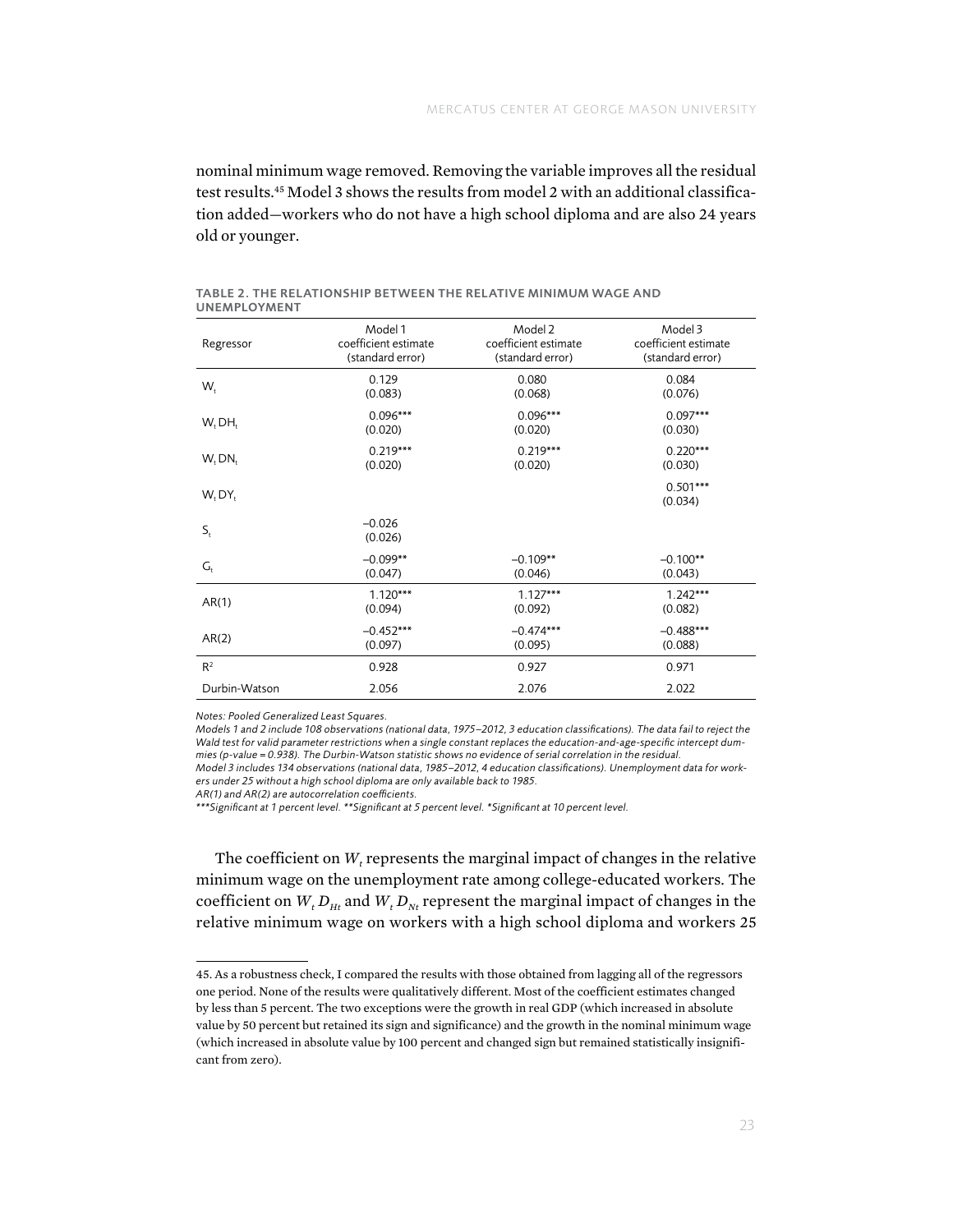nominal minimum wage removed. Removing the variable improves all the residual test results.[45] Model 3 shows the results from model 2 with an additional classification added—workers who do not have a high school diploma and are also 24 years old or younger.

**TABLE 2. THE RELATIONSHIP BETWEEN THE RELATIVE MINIMUM WAGE AND UNEMPLOYMENT**

| Regressor | Model 1 coefficient estimate (standard error) | Model 2 coefficient estimate (standard error) | Model 3 coefficient estimate (standard error) |
|---|---|---|---|
| $W_t$ | 0.129 (0.083) | 0.080 (0.068) | 0.084 (0.076) |
| $W_t DH_t$ | 0.096*** (0.020) | 0.096*** (0.020) | 0.097*** (0.030) |
| $W_t DN_t$ | 0.219*** (0.020) | 0.219*** (0.020) | 0.220*** (0.030) |
| $W_t DY_t$ | | | 0.501*** (0.034) |
| $S_t$ | −0.026 (0.026) | | |
| $G_t$ | −0.099** (0.047) | −0.109** (0.046) | −0.100** (0.043) |
| AR(1) | 1.120*** (0.094) | 1.127*** (0.092) | 1.242*** (0.082) |
| AR(2) | −0.452*** (0.097) | −0.474*** (0.095) | −0.488*** (0.088) |
| $R^2$ | 0.928 | 0.927 | 0.971 |
| Durbin-Watson | 2.056 | 2.076 | 2.022 |

*Notes: Pooled Generalized Least Squares.*

*Models 1 and 2 include 108 observations (national data, 1975–2012, 3 education classifications). The data fail to reject the Wald test for valid parameter restrictions when a single constant replaces the education-and-age-specific intercept dummies (p-value = 0.938). The Durbin-Watson statistic shows no evidence of serial correlation in the residual.*

*Model 3 includes 134 observations (national data, 1985–2012, 4 education classifications). Unemployment data for workers under 25 without a high school diploma are only available back to 1985.*

*AR(1) and AR(2) are autocorrelation coefficients.*

*\*\*\*Significant at 1 percent level. \*\*Significant at 5 percent level. \*Significant at 10 percent level.*

The coefficient on $W_t$ represents the marginal impact of changes in the relative minimum wage on the unemployment rate among college-educated workers. The coefficient on $W_t D_{Ht}$ and $W_t D_{Nt}$ represent the marginal impact of changes in the relative minimum wage on workers with a high school diploma and workers 25

45. As a robustness check, I compared the results with those obtained from lagging all of the regressors one period. None of the results were qualitatively different. Most of the coefficient estimates changed by less than 5 percent. The two exceptions were the growth in real GDP (which increased in absolute value by 50 percent but retained its sign and significance) and the growth in the nominal minimum wage (which increased in absolute value by 100 percent and changed sign but remained statistically insignificant from zero).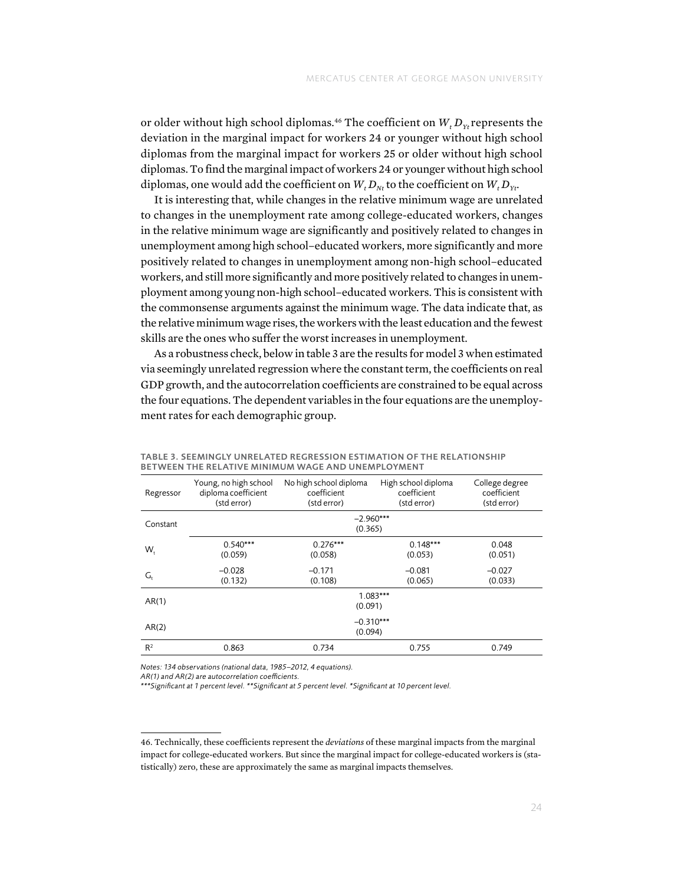or older without high school diplomas.[46] The coefficient on $W_t D_{Yt}$ represents the deviation in the marginal impact for workers 24 or younger without high school diplomas from the marginal impact for workers 25 or older without high school diplomas. To find the marginal impact of workers 24 or younger without high school diplomas, one would add the coefficient on $W_t D_{Nt}$ to the coefficient on $W_t D_{Yt}$.

It is interesting that, while changes in the relative minimum wage are unrelated to changes in the unemployment rate among college-educated workers, changes in the relative minimum wage are significantly and positively related to changes in unemployment among high school–educated workers, more significantly and more positively related to changes in unemployment among non-high school–educated workers, and still more significantly and more positively related to changes in unemployment among young non-high school–educated workers. This is consistent with the commonsense arguments against the minimum wage. The data indicate that, as the relative minimum wage rises, the workers with the least education and the fewest skills are the ones who suffer the worst increases in unemployment.

As a robustness check, below in table 3 are the results for model 3 when estimated via seemingly unrelated regression where the constant term, the coefficients on real GDP growth, and the autocorrelation coefficients are constrained to be equal across the four equations. The dependent variables in the four equations are the unemployment rates for each demographic group.

**TABLE 3. SEEMINGLY UNRELATED REGRESSION ESTIMATION OF THE RELATIONSHIP BETWEEN THE RELATIVE MINIMUM WAGE AND UNEMPLOYMENT**

| Regressor | Young, no high school diploma coefficient (std error) | No high school diploma coefficient (std error) | High school diploma coefficient (std error) | College degree coefficient (std error) |
|---|---|---|---|---|
| Constant | –2.960*** (0.365) | | | |
| $W_t$ | 0.540*** (0.059) | 0.276*** (0.058) | 0.148*** (0.053) | 0.048 (0.051) |
| $G_t$ | –0.028 (0.132) | –0.171 (0.108) | –0.081 (0.065) | –0.027 (0.033) |
| AR(1) | 1.083*** (0.091) | | | |
| AR(2) | –0.310*** (0.094) | | | |
| $R^2$ | 0.863 | 0.734 | 0.755 | 0.749 |

*Notes: 134 observations (national data, 1985–2012, 4 equations).*

*AR(1) and AR(2) are autocorrelation coefficients.*

*\*\*\*Significant at 1 percent level. \*\*Significant at 5 percent level. \*Significant at 10 percent level.*

---

46. Technically, these coefficients represent the *deviations* of these marginal impacts from the marginal impact for college-educated workers. But since the marginal impact for college-educated workers is (statistically) zero, these are approximately the same as marginal impacts themselves.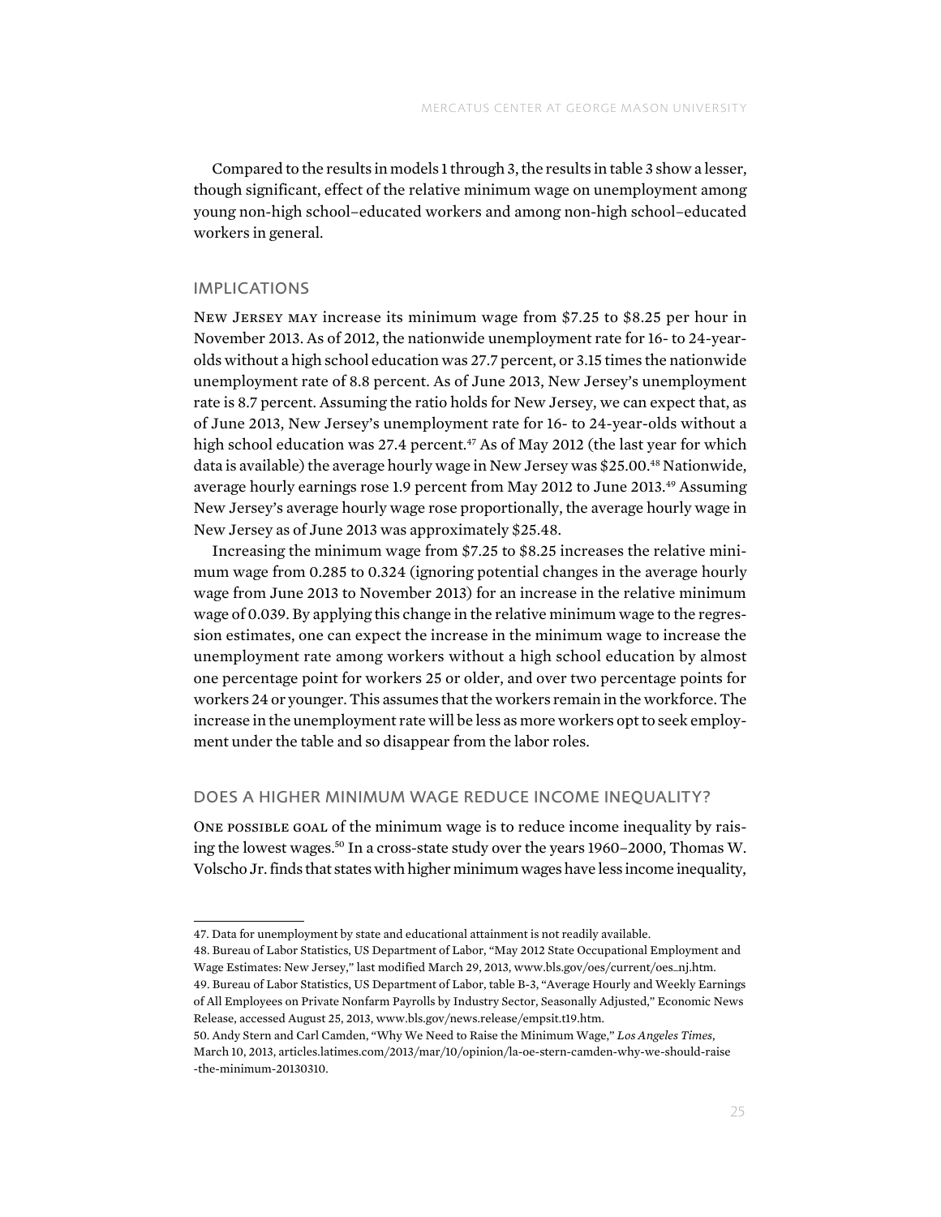Compared to the results in models 1 through 3, the results in table 3 show a lesser, though significant, effect of the relative minimum wage on unemployment among young non-high school–educated workers and among non-high school–educated workers in general.

## IMPLICATIONS

New Jersey may increase its minimum wage from $7.25 to $8.25 per hour in November 2013. As of 2012, the nationwide unemployment rate for 16- to 24-year-olds without a high school education was 27.7 percent, or 3.15 times the nationwide unemployment rate of 8.8 percent. As of June 2013, New Jersey's unemployment rate is 8.7 percent. Assuming the ratio holds for New Jersey, we can expect that, as of June 2013, New Jersey's unemployment rate for 16- to 24-year-olds without a high school education was 27.4 percent.[47] As of May 2012 (the last year for which data is available) the average hourly wage in New Jersey was $25.00.[48] Nationwide, average hourly earnings rose 1.9 percent from May 2012 to June 2013.[49] Assuming New Jersey's average hourly wage rose proportionally, the average hourly wage in New Jersey as of June 2013 was approximately $25.48.

Increasing the minimum wage from $7.25 to $8.25 increases the relative minimum wage from 0.285 to 0.324 (ignoring potential changes in the average hourly wage from June 2013 to November 2013) for an increase in the relative minimum wage of 0.039. By applying this change in the relative minimum wage to the regression estimates, one can expect the increase in the minimum wage to increase the unemployment rate among workers without a high school education by almost one percentage point for workers 25 or older, and over two percentage points for workers 24 or younger. This assumes that the workers remain in the workforce. The increase in the unemployment rate will be less as more workers opt to seek employment under the table and so disappear from the labor roles.

## DOES A HIGHER MINIMUM WAGE REDUCE INCOME INEQUALITY?

One possible goal of the minimum wage is to reduce income inequality by raising the lowest wages.[50] In a cross-state study over the years 1960–2000, Thomas W. Volscho Jr. finds that states with higher minimum wages have less income inequality,

---

47. Data for unemployment by state and educational attainment is not readily available.

48. Bureau of Labor Statistics, US Department of Labor, "May 2012 State Occupational Employment and Wage Estimates: New Jersey," last modified March 29, 2013, www.bls.gov/oes/current/oes_nj.htm.

49. Bureau of Labor Statistics, US Department of Labor, table B-3, "Average Hourly and Weekly Earnings of All Employees on Private Nonfarm Payrolls by Industry Sector, Seasonally Adjusted," Economic News Release, accessed August 25, 2013, www.bls.gov/news.release/empsit.t19.htm.

50. Andy Stern and Carl Camden, "Why We Need to Raise the Minimum Wage," *Los Angeles Times*, March 10, 2013, articles.latimes.com/2013/mar/10/opinion/la-oe-stern-camden-why-we-should-raise-the-minimum-20130310.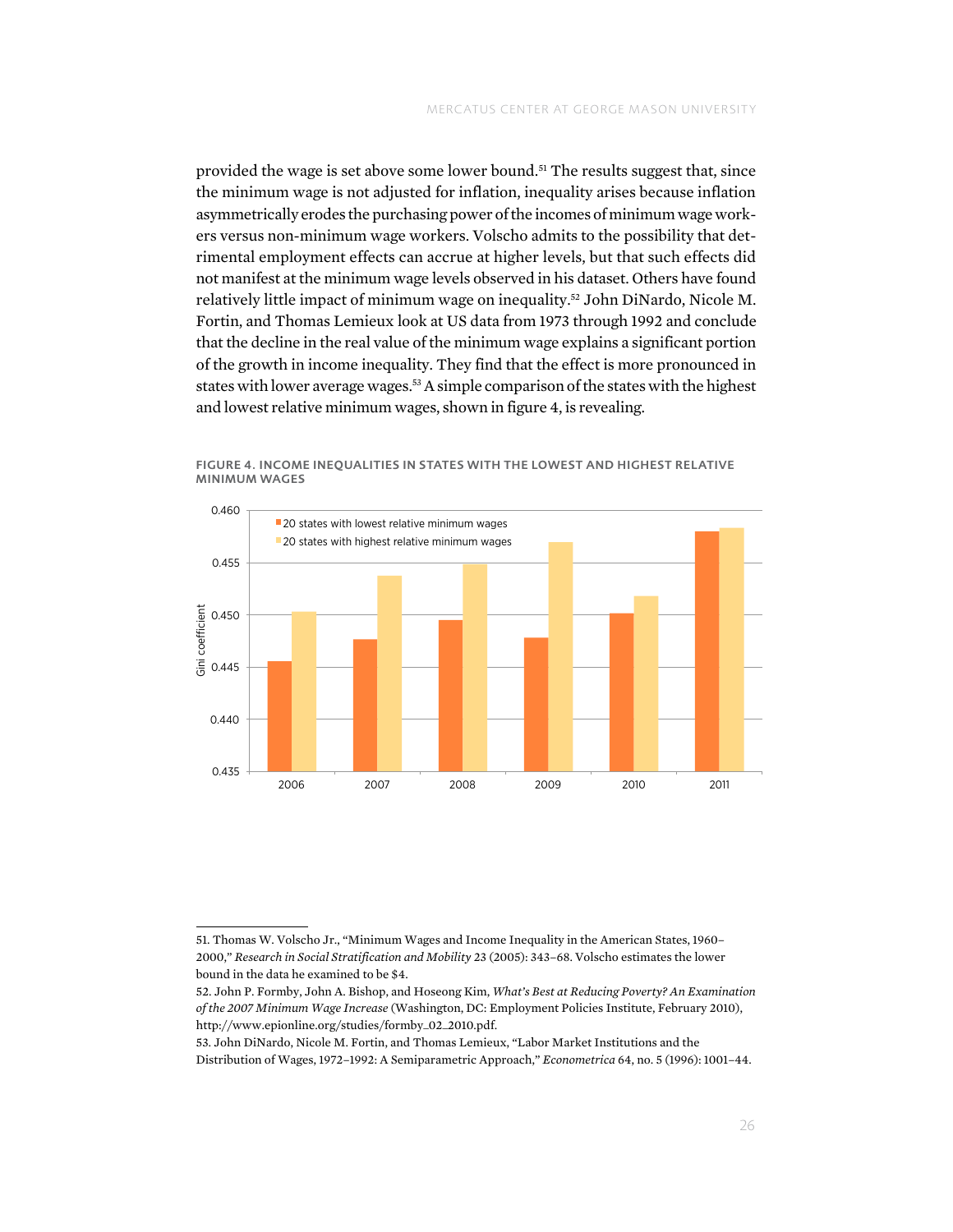provided the wage is set above some lower bound.[51] The results suggest that, since the minimum wage is not adjusted for inflation, inequality arises because inflation asymmetrically erodes the purchasing power of the incomes of minimum wage workers versus non-minimum wage workers. Volscho admits to the possibility that detrimental employment effects can accrue at higher levels, but that such effects did not manifest at the minimum wage levels observed in his dataset. Others have found relatively little impact of minimum wage on inequality.[52] John DiNardo, Nicole M. Fortin, and Thomas Lemieux look at US data from 1973 through 1992 and conclude that the decline in the real value of the minimum wage explains a significant portion of the growth in income inequality. They find that the effect is more pronounced in states with lower average wages.[53] A simple comparison of the states with the highest and lowest relative minimum wages, shown in figure 4, is revealing.

**FIGURE 4. INCOME INEQUALITIES IN STATES WITH THE LOWEST AND HIGHEST RELATIVE MINIMUM WAGES**

---

51. Thomas W. Volscho Jr., "Minimum Wages and Income Inequality in the American States, 1960–2000," *Research in Social Stratification and Mobility* 23 (2005): 343–68. Volscho estimates the lower bound in the data he examined to be $4.

52. John P. Formby, John A. Bishop, and Hoseong Kim, *What's Best at Reducing Poverty? An Examination of the 2007 Minimum Wage Increase* (Washington, DC: Employment Policies Institute, February 2010), http://www.epionline.org/studies/formby_02_2010.pdf.

53. John DiNardo, Nicole M. Fortin, and Thomas Lemieux, "Labor Market Institutions and the Distribution of Wages, 1972–1992: A Semiparametric Approach," *Econometrica* 64, no. 5 (1996): 1001–44.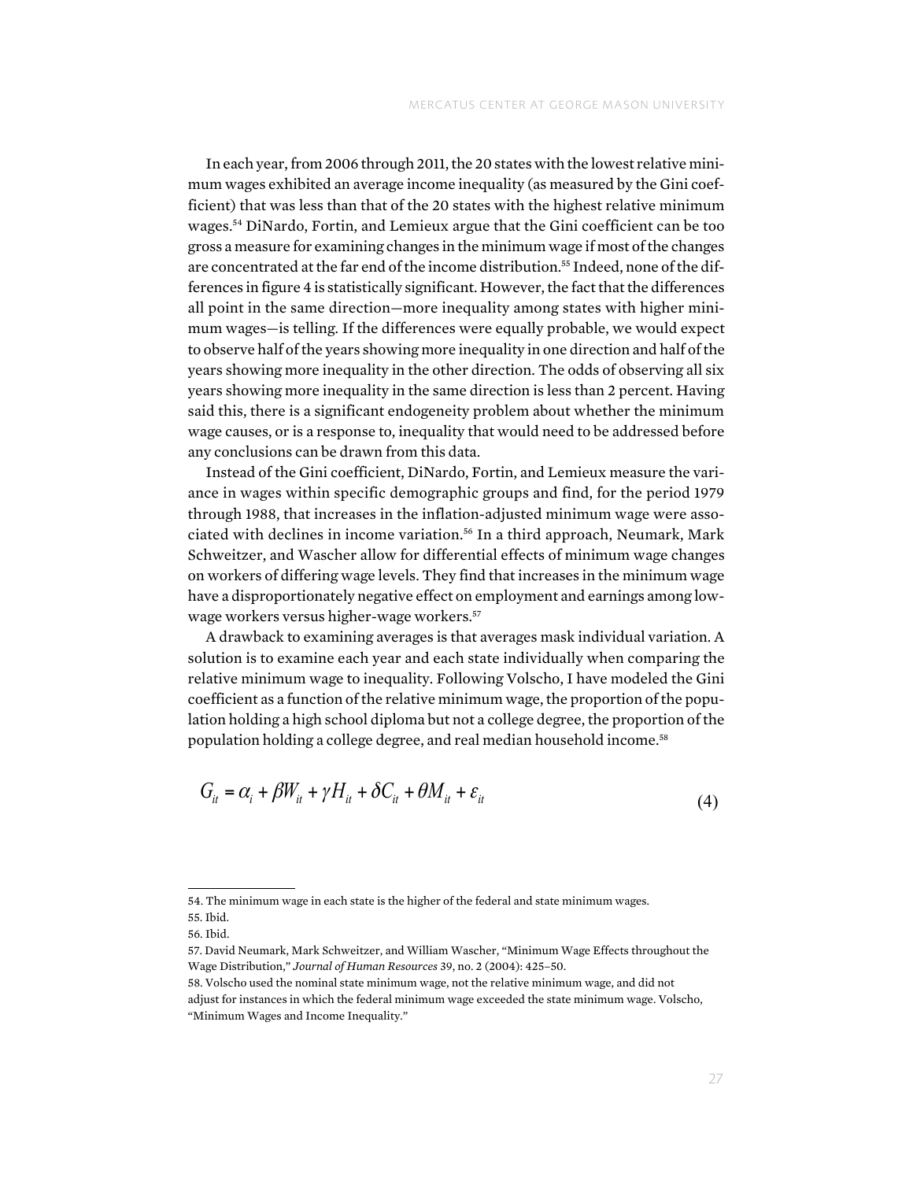In each year, from 2006 through 2011, the 20 states with the lowest relative minimum wages exhibited an average income inequality (as measured by the Gini coefficient) that was less than that of the 20 states with the highest relative minimum wages.[54] DiNardo, Fortin, and Lemieux argue that the Gini coefficient can be too gross a measure for examining changes in the minimum wage if most of the changes are concentrated at the far end of the income distribution.[55] Indeed, none of the differences in figure 4 is statistically significant. However, the fact that the differences all point in the same direction—more inequality among states with higher minimum wages—is telling. If the differences were equally probable, we would expect to observe half of the years showing more inequality in one direction and half of the years showing more inequality in the other direction. The odds of observing all six years showing more inequality in the same direction is less than 2 percent. Having said this, there is a significant endogeneity problem about whether the minimum wage causes, or is a response to, inequality that would need to be addressed before any conclusions can be drawn from this data.

Instead of the Gini coefficient, DiNardo, Fortin, and Lemieux measure the variance in wages within specific demographic groups and find, for the period 1979 through 1988, that increases in the inflation-adjusted minimum wage were associated with declines in income variation.[56] In a third approach, Neumark, Mark Schweitzer, and Wascher allow for differential effects of minimum wage changes on workers of differing wage levels. They find that increases in the minimum wage have a disproportionately negative effect on employment and earnings among low-wage workers versus higher-wage workers.[57]

A drawback to examining averages is that averages mask individual variation. A solution is to examine each year and each state individually when comparing the relative minimum wage to inequality. Following Volscho, I have modeled the Gini coefficient as a function of the relative minimum wage, the proportion of the population holding a high school diploma but not a college degree, the proportion of the population holding a college degree, and real median household income.[58]

$$G_{it} = \alpha_i + \beta W_{it} + \gamma H_{it} + \delta C_{it} + \theta M_{it} + \varepsilon_{it} \tag{4}$$

---

54. The minimum wage in each state is the higher of the federal and state minimum wages.

55. Ibid.

56. Ibid.

57. David Neumark, Mark Schweitzer, and William Wascher, "Minimum Wage Effects throughout the Wage Distribution," *Journal of Human Resources* 39, no. 2 (2004): 425–50.

58. Volscho used the nominal state minimum wage, not the relative minimum wage, and did not adjust for instances in which the federal minimum wage exceeded the state minimum wage. Volscho, "Minimum Wages and Income Inequality."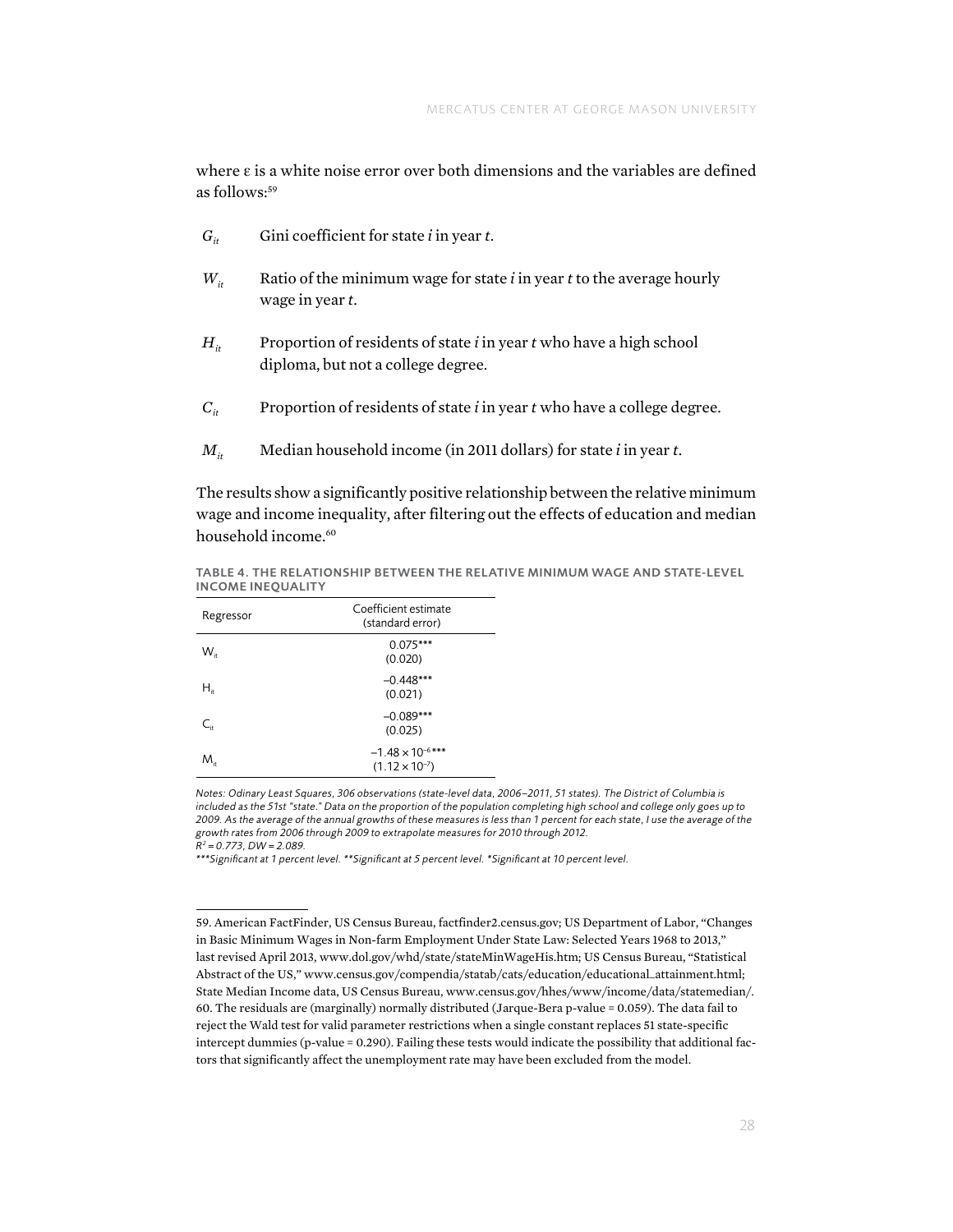where ε is a white noise error over both dimensions and the variables are defined as follows:[59]

- $G_{it}$ Gini coefficient for state *i* in year *t*.
- $W_{it}$ Ratio of the minimum wage for state *i* in year *t* to the average hourly wage in year *t*.
- $H_{it}$ Proportion of residents of state *i* in year *t* who have a high school diploma, but not a college degree.
- $C_{it}$ Proportion of residents of state *i* in year *t* who have a college degree.
- $M_{it}$ Median household income (in 2011 dollars) for state *i* in year *t*.

The results show a significantly positive relationship between the relative minimum wage and income inequality, after filtering out the effects of education and median household income.[60]

**TABLE 4. THE RELATIONSHIP BETWEEN THE RELATIVE MINIMUM WAGE AND STATE-LEVEL INCOME INEQUALITY**

| Regressor | Coefficient estimate (standard error) |
|---|---|
| $W_{it}$ | 0.075*** (0.020) |
| $H_{it}$ | −0.448*** (0.021) |
| $C_{it}$ | −0.089*** (0.025) |
| $M_{it}$ | $-1.48 \times 10^{-6}$*** ($1.12 \times 10^{-7}$) |

*Notes: Odinary Least Squares, 306 observations (state-level data, 2006–2011, 51 states). The District of Columbia is included as the 51st "state." Data on the proportion of the population completing high school and college only goes up to 2009. As the average of the annual growths of these measures is less than 1 percent for each state, I use the average of the growth rates from 2006 through 2009 to extrapolate measures for 2010 through 2012.*
*$R^2 = 0.773$, DW = 2.089.*
*\*\*\*Significant at 1 percent level. \*\*Significant at 5 percent level. \*Significant at 10 percent level.*

---

59. American FactFinder, US Census Bureau, factfinder2.census.gov; US Department of Labor, "Changes in Basic Minimum Wages in Non-farm Employment Under State Law: Selected Years 1968 to 2013," last revised April 2013, www.dol.gov/whd/state/stateMinWageHis.htm; US Census Bureau, "Statistical Abstract of the US," www.census.gov/compendia/statab/cats/education/educational_attainment.html; State Median Income data, US Census Bureau, www.census.gov/hhes/www/income/data/statemedian/.

60. The residuals are (marginally) normally distributed (Jarque-Bera p-value = 0.059). The data fail to reject the Wald test for valid parameter restrictions when a single constant replaces 51 state-specific intercept dummies (p-value = 0.290). Failing these tests would indicate the possibility that additional factors that significantly affect the unemployment rate may have been excluded from the model.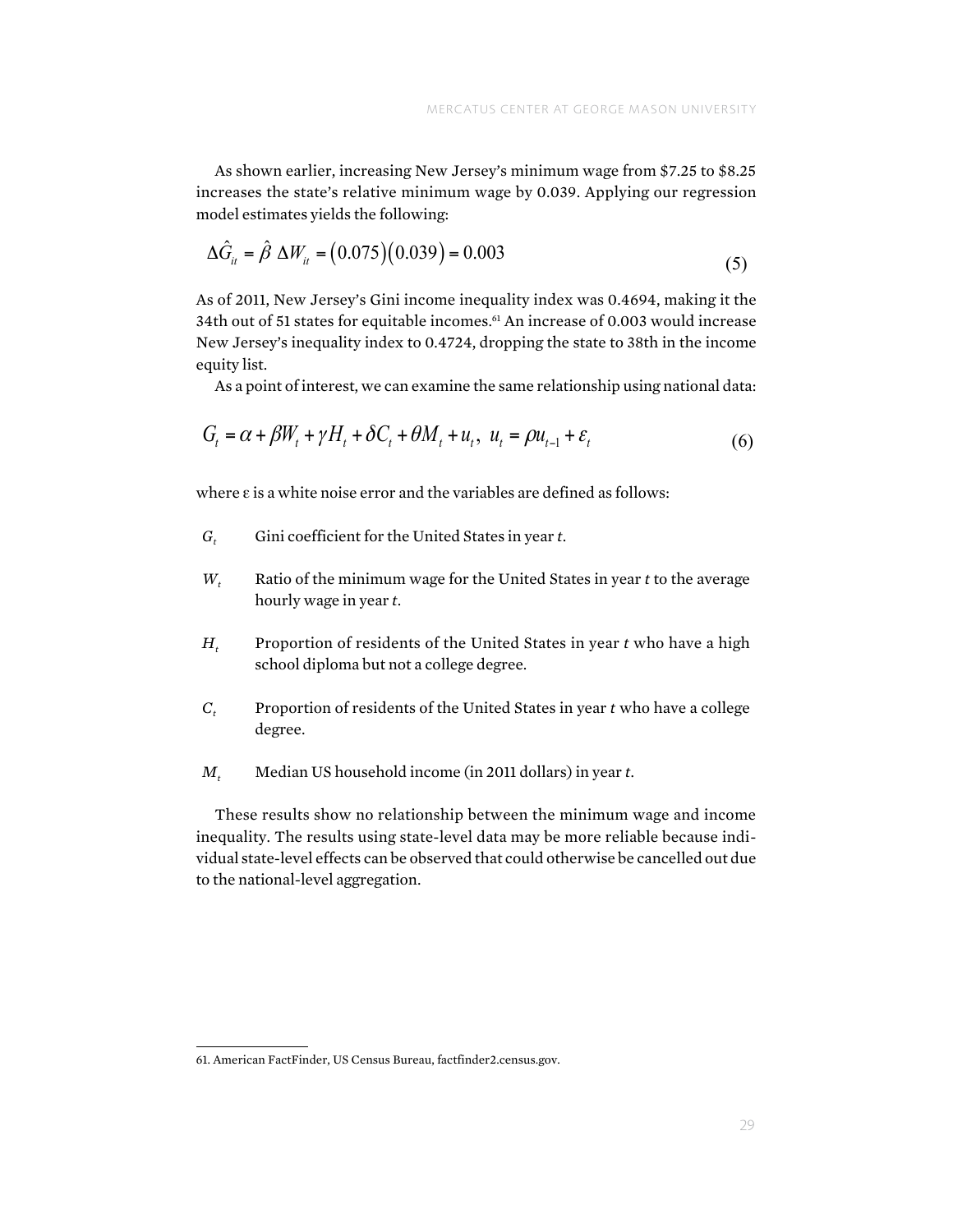As shown earlier, increasing New Jersey's minimum wage from \$7.25 to \$8.25 increases the state's relative minimum wage by 0.039. Applying our regression model estimates yields the following:

$$\Delta\hat{G}_{it} = \hat{\beta}\ \Delta W_{it} = (0.075)(0.039) = 0.003 \tag{5}$$

As of 2011, New Jersey's Gini income inequality index was 0.4694, making it the 34th out of 51 states for equitable incomes.[61] An increase of 0.003 would increase New Jersey's inequality index to 0.4724, dropping the state to 38th in the income equity list.

As a point of interest, we can examine the same relationship using national data:

$$G_t = \alpha + \beta W_t + \gamma H_t + \delta C_t + \theta M_t + u_t,\ u_t = \rho u_{t-1} + \varepsilon_t \tag{6}$$

where ε is a white noise error and the variables are defined as follows:

- $G_t$ Gini coefficient for the United States in year *t*.
- $W_t$ Ratio of the minimum wage for the United States in year *t* to the average hourly wage in year *t*.
- $H_t$ Proportion of residents of the United States in year *t* who have a high school diploma but not a college degree.
- $C_t$ Proportion of residents of the United States in year *t* who have a college degree.
- $M_t$ Median US household income (in 2011 dollars) in year *t*.

These results show no relationship between the minimum wage and income inequality. The results using state-level data may be more reliable because individual state-level effects can be observed that could otherwise be cancelled out due to the national-level aggregation.

---

61. American FactFinder, US Census Bureau, factfinder2.census.gov.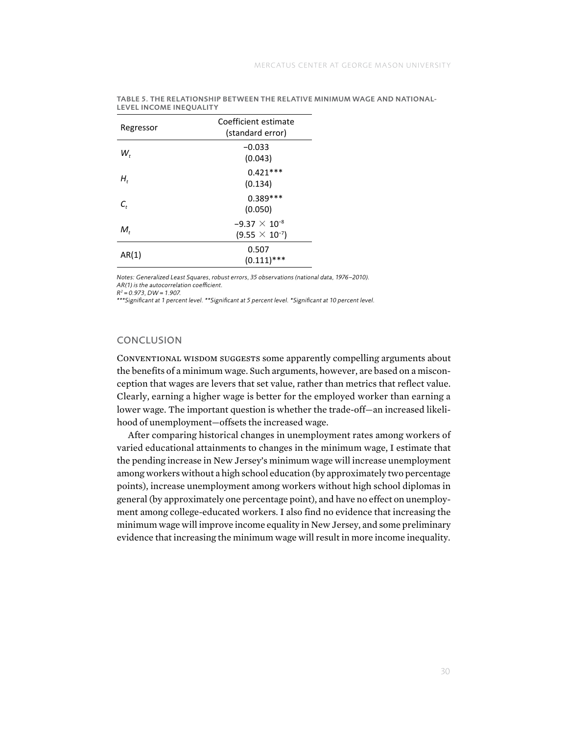**TABLE 5. THE RELATIONSHIP BETWEEN THE RELATIVE MINIMUM WAGE AND NATIONAL-LEVEL INCOME INEQUALITY**

| Regressor | Coefficient estimate (standard error) |
|---|---|
| $W_t$ | −0.033 (0.043) |
| $H_t$ | 0.421*** (0.134) |
| $C_t$ | 0.389*** (0.050) |
| $M_t$ | $-9.37 \times 10^{-8}$ ($9.55 \times 10^{-7}$) |
| AR(1) | 0.507 (0.111)*** |

*Notes: Generalized Least Squares, robust errors, 35 observations (national data, 1976–2010).*
*AR(1) is the autocorrelation coefficient.*
*$R^2$ = 0.973, DW = 1.907.*
****Significant at 1 percent level. **Significant at 5 percent level. *Significant at 10 percent level.*

## CONCLUSION

Conventional wisdom suggests some apparently compelling arguments about the benefits of a minimum wage. Such arguments, however, are based on a misconception that wages are levers that set value, rather than metrics that reflect value. Clearly, earning a higher wage is better for the employed worker than earning a lower wage. The important question is whether the trade-off—an increased likelihood of unemployment—offsets the increased wage.

After comparing historical changes in unemployment rates among workers of varied educational attainments to changes in the minimum wage, I estimate that the pending increase in New Jersey's minimum wage will increase unemployment among workers without a high school education (by approximately two percentage points), increase unemployment among workers without high school diplomas in general (by approximately one percentage point), and have no effect on unemployment among college-educated workers. I also find no evidence that increasing the minimum wage will improve income equality in New Jersey, and some preliminary evidence that increasing the minimum wage will result in more income inequality.